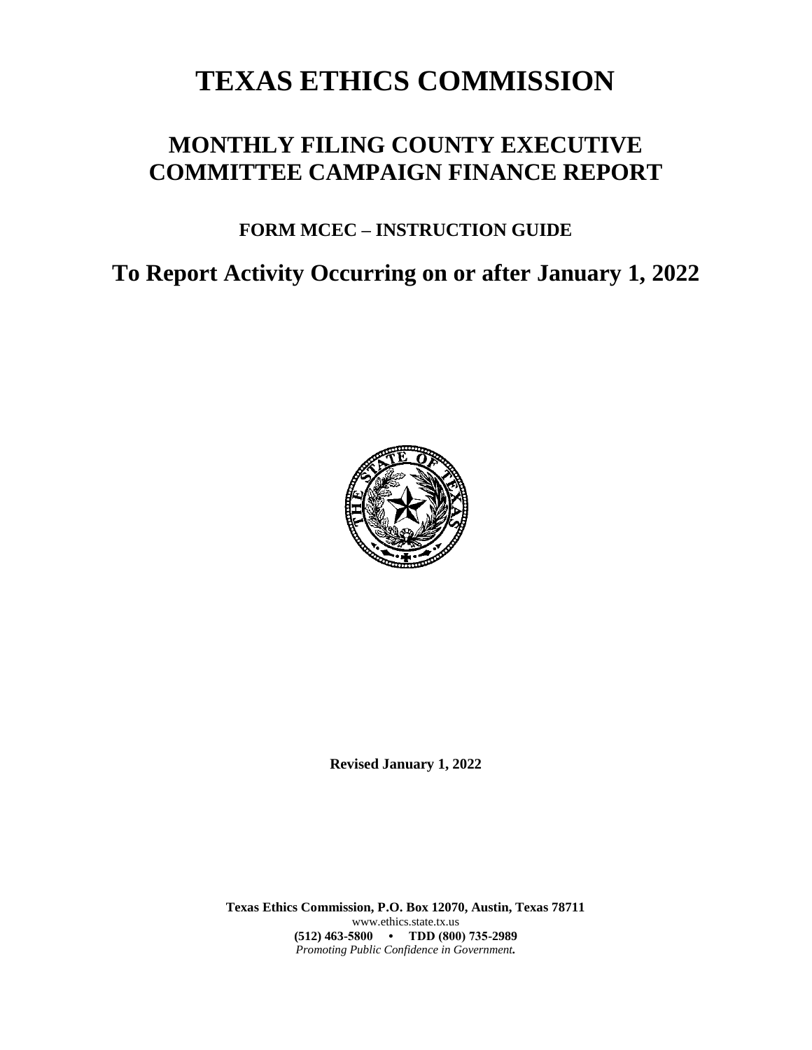# TEXAS ETHICS COMMISSION

## MONTHLY FILING COUNTY EXECUTIVE COMMITTEE CAMPAIGN FINANCE REPORT

### FORM MCEC – INSTRUCTION GUIDE

## To Report Activity Occurring on or after January 1, 2022

**Revised January 1, 2022**

**Texas Ethics Commission, P.O. Box 12070, Austin, Texas 78711**
www.ethics.state.tx.us
**(512) 463-5800 • TDD (800) 735-2989**
*Promoting Public Confidence in Government.*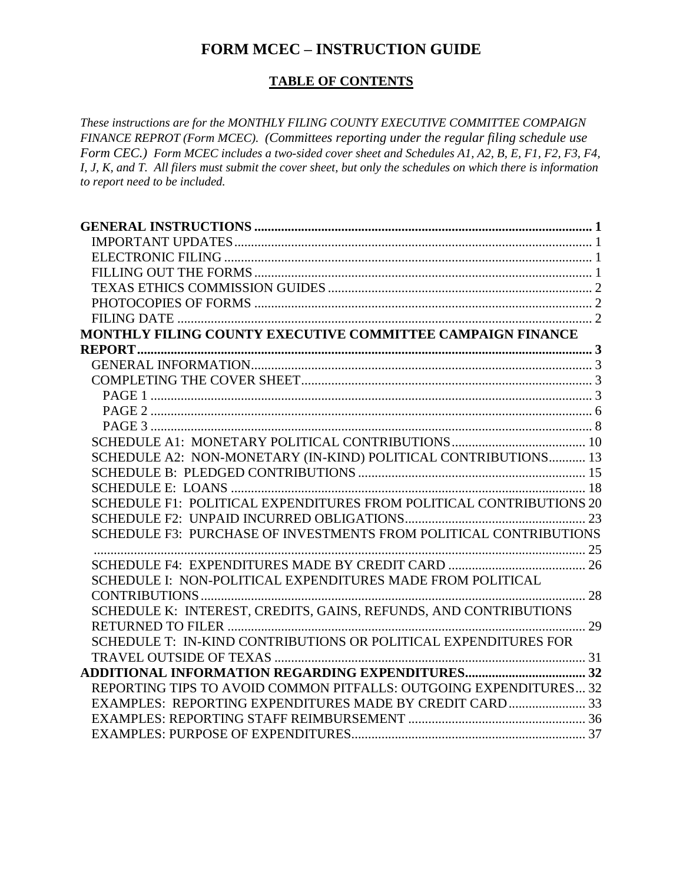# FORM MCEC – INSTRUCTION GUIDE

## TABLE OF CONTENTS

*These instructions are for the MONTHLY FILING COUNTY EXECUTIVE COMMITTEE COMPAIGN FINANCE REPROT (Form MCEC). (Committees reporting under the regular filing schedule use Form CEC.) Form MCEC includes a two-sided cover sheet and Schedules A1, A2, B, E, F1, F2, F3, F4, I, J, K, and T. All filers must submit the cover sheet, but only the schedules on which there is information to report need to be included.*

**GENERAL INSTRUCTIONS ..................................................................................................... 1**
- IMPORTANT UPDATES.......................................................................................................... 1
- ELECTRONIC FILING ............................................................................................................. 1
- FILLING OUT THE FORMS .................................................................................................... 1
- TEXAS ETHICS COMMISSION GUIDES ............................................................................... 2
- PHOTOCOPIES OF FORMS .................................................................................................... 2
- FILING DATE ........................................................................................................................... 2

**MONTHLY FILING COUNTY EXECUTIVE COMMITTEE CAMPAIGN FINANCE REPORT......................................................................................................................................... 3**
- GENERAL INFORMATION..................................................................................................... 3
- COMPLETING THE COVER SHEET...................................................................................... 3
  - PAGE 1 ................................................................................................................................... 3
  - PAGE 2 ................................................................................................................................... 6
  - PAGE 3 ................................................................................................................................... 8
- SCHEDULE A1: MONETARY POLITICAL CONTRIBUTIONS........................................ 10
- SCHEDULE A2: NON-MONETARY (IN-KIND) POLITICAL CONTRIBUTIONS........... 13
- SCHEDULE B: PLEDGED CONTRIBUTIONS ................................................................... 15
- SCHEDULE E: LOANS ......................................................................................................... 18
- SCHEDULE F1: POLITICAL EXPENDITURES FROM POLITICAL CONTRIBUTIONS 20
- SCHEDULE F2: UNPAID INCURRED OBLIGATIONS..................................................... 23
- SCHEDULE F3: PURCHASE OF INVESTMENTS FROM POLITICAL CONTRIBUTIONS ................................................................................................................................................ 25
- SCHEDULE F4: EXPENDITURES MADE BY CREDIT CARD ......................................... 26
- SCHEDULE I: NON-POLITICAL EXPENDITURES MADE FROM POLITICAL CONTRIBUTIONS.................................................................................................................. 28
- SCHEDULE K: INTEREST, CREDITS, GAINS, REFUNDS, AND CONTRIBUTIONS RETURNED TO FILER .......................................................................................................... 29
- SCHEDULE T: IN-KIND CONTRIBUTIONS OR POLITICAL EXPENDITURES FOR TRAVEL OUTSIDE OF TEXAS ............................................................................................ 31

**ADDITIONAL INFORMATION REGARDING EXPENDITURES.................................... 32**
- REPORTING TIPS TO AVOID COMMON PITFALLS: OUTGOING EXPENDITURES... 32
- EXAMPLES: REPORTING EXPENDITURES MADE BY CREDIT CARD....................... 33
- EXAMPLES: REPORTING STAFF REIMBURSEMENT .................................................... 36
- EXAMPLES: PURPOSE OF EXPENDITURES..................................................................... 37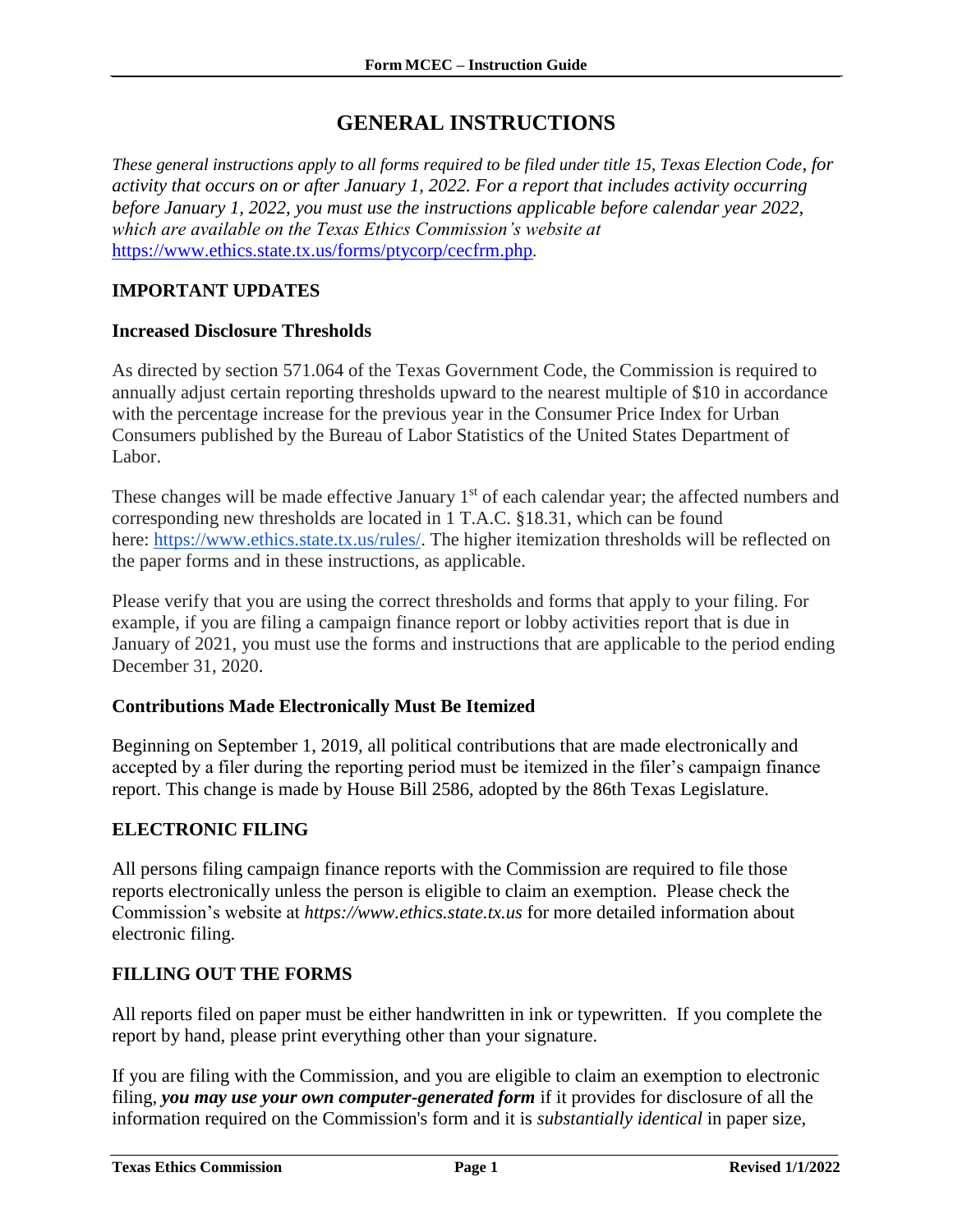# GENERAL INSTRUCTIONS

*These general instructions apply to all forms required to be filed under title 15, Texas Election Code, for activity that occurs on or after January 1, 2022. For a report that includes activity occurring before January 1, 2022, you must use the instructions applicable before calendar year 2022, which are available on the Texas Ethics Commission's website at* [https://www.ethics.state.tx.us/forms/ptycorp/cecfrm.php](https://www.ethics.state.tx.us/forms/ptycorp/cecfrm.php).

## IMPORTANT UPDATES

### Increased Disclosure Thresholds

As directed by section 571.064 of the Texas Government Code, the Commission is required to annually adjust certain reporting thresholds upward to the nearest multiple of $10 in accordance with the percentage increase for the previous year in the Consumer Price Index for Urban Consumers published by the Bureau of Labor Statistics of the United States Department of Labor.

These changes will be made effective January 1st of each calendar year; the affected numbers and corresponding new thresholds are located in 1 T.A.C. §18.31, which can be found here: [https://www.ethics.state.tx.us/rules/](https://www.ethics.state.tx.us/rules/). The higher itemization thresholds will be reflected on the paper forms and in these instructions, as applicable.

Please verify that you are using the correct thresholds and forms that apply to your filing. For example, if you are filing a campaign finance report or lobby activities report that is due in January of 2021, you must use the forms and instructions that are applicable to the period ending December 31, 2020.

### Contributions Made Electronically Must Be Itemized

Beginning on September 1, 2019, all political contributions that are made electronically and accepted by a filer during the reporting period must be itemized in the filer's campaign finance report. This change is made by House Bill 2586, adopted by the 86th Texas Legislature.

## ELECTRONIC FILING

All persons filing campaign finance reports with the Commission are required to file those reports electronically unless the person is eligible to claim an exemption. Please check the Commission's website at *https://www.ethics.state.tx.us* for more detailed information about electronic filing.

## FILLING OUT THE FORMS

All reports filed on paper must be either handwritten in ink or typewritten. If you complete the report by hand, please print everything other than your signature.

If you are filing with the Commission, and you are eligible to claim an exemption to electronic filing, ***you may use your own computer-generated form*** if it provides for disclosure of all the information required on the Commission's form and it is *substantially identical* in paper size,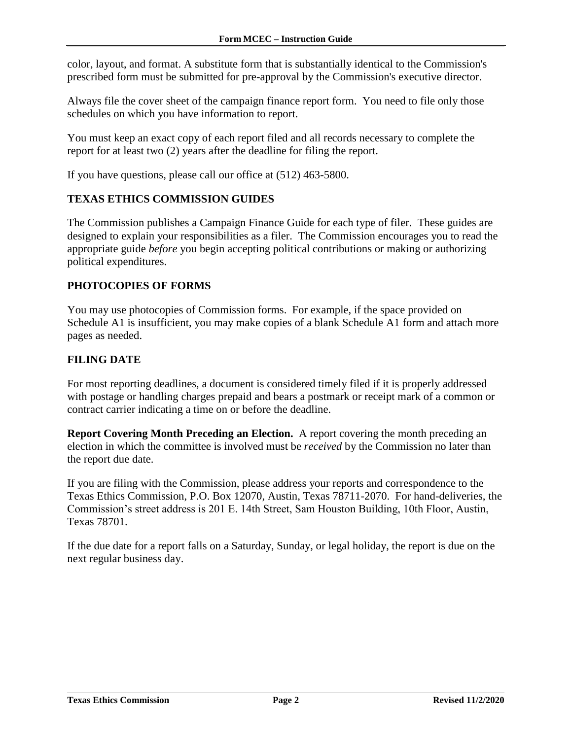color, layout, and format. A substitute form that is substantially identical to the Commission's prescribed form must be submitted for pre-approval by the Commission's executive director.

Always file the cover sheet of the campaign finance report form. You need to file only those schedules on which you have information to report.

You must keep an exact copy of each report filed and all records necessary to complete the report for at least two (2) years after the deadline for filing the report.

If you have questions, please call our office at (512) 463-5800.

## TEXAS ETHICS COMMISSION GUIDES

The Commission publishes a Campaign Finance Guide for each type of filer. These guides are designed to explain your responsibilities as a filer. The Commission encourages you to read the appropriate guide *before* you begin accepting political contributions or making or authorizing political expenditures.

## PHOTOCOPIES OF FORMS

You may use photocopies of Commission forms. For example, if the space provided on Schedule A1 is insufficient, you may make copies of a blank Schedule A1 form and attach more pages as needed.

## FILING DATE

For most reporting deadlines, a document is considered timely filed if it is properly addressed with postage or handling charges prepaid and bears a postmark or receipt mark of a common or contract carrier indicating a time on or before the deadline.

**Report Covering Month Preceding an Election.** A report covering the month preceding an election in which the committee is involved must be *received* by the Commission no later than the report due date.

If you are filing with the Commission, please address your reports and correspondence to the Texas Ethics Commission, P.O. Box 12070, Austin, Texas 78711-2070. For hand-deliveries, the Commission's street address is 201 E. 14th Street, Sam Houston Building, 10th Floor, Austin, Texas 78701.

If the due date for a report falls on a Saturday, Sunday, or legal holiday, the report is due on the next regular business day.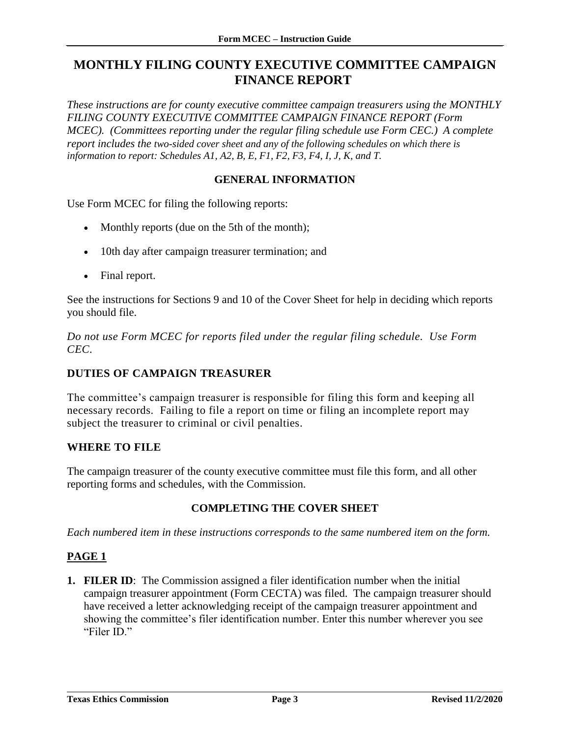# MONTHLY FILING COUNTY EXECUTIVE COMMITTEE CAMPAIGN FINANCE REPORT

*These instructions are for county executive committee campaign treasurers using the MONTHLY FILING COUNTY EXECUTIVE COMMITTEE CAMPAIGN FINANCE REPORT (Form MCEC). (Committees reporting under the regular filing schedule use Form CEC.) A complete report includes the two-sided cover sheet and any of the following schedules on which there is information to report: Schedules A1, A2, B, E, F1, F2, F3, F4, I, J, K, and T.*

## GENERAL INFORMATION

Use Form MCEC for filing the following reports:

- Monthly reports (due on the 5th of the month);
- 10th day after campaign treasurer termination; and
- Final report.

See the instructions for Sections 9 and 10 of the Cover Sheet for help in deciding which reports you should file.

*Do not use Form MCEC for reports filed under the regular filing schedule. Use Form CEC.*

### DUTIES OF CAMPAIGN TREASURER

The committee's campaign treasurer is responsible for filing this form and keeping all necessary records. Failing to file a report on time or filing an incomplete report may subject the treasurer to criminal or civil penalties.

### WHERE TO FILE

The campaign treasurer of the county executive committee must file this form, and all other reporting forms and schedules, with the Commission.

## COMPLETING THE COVER SHEET

*Each numbered item in these instructions corresponds to the same numbered item on the form.*

### PAGE 1

1. **FILER ID**: The Commission assigned a filer identification number when the initial campaign treasurer appointment (Form CECTA) was filed. The campaign treasurer should have received a letter acknowledging receipt of the campaign treasurer appointment and showing the committee's filer identification number. Enter this number wherever you see "Filer ID."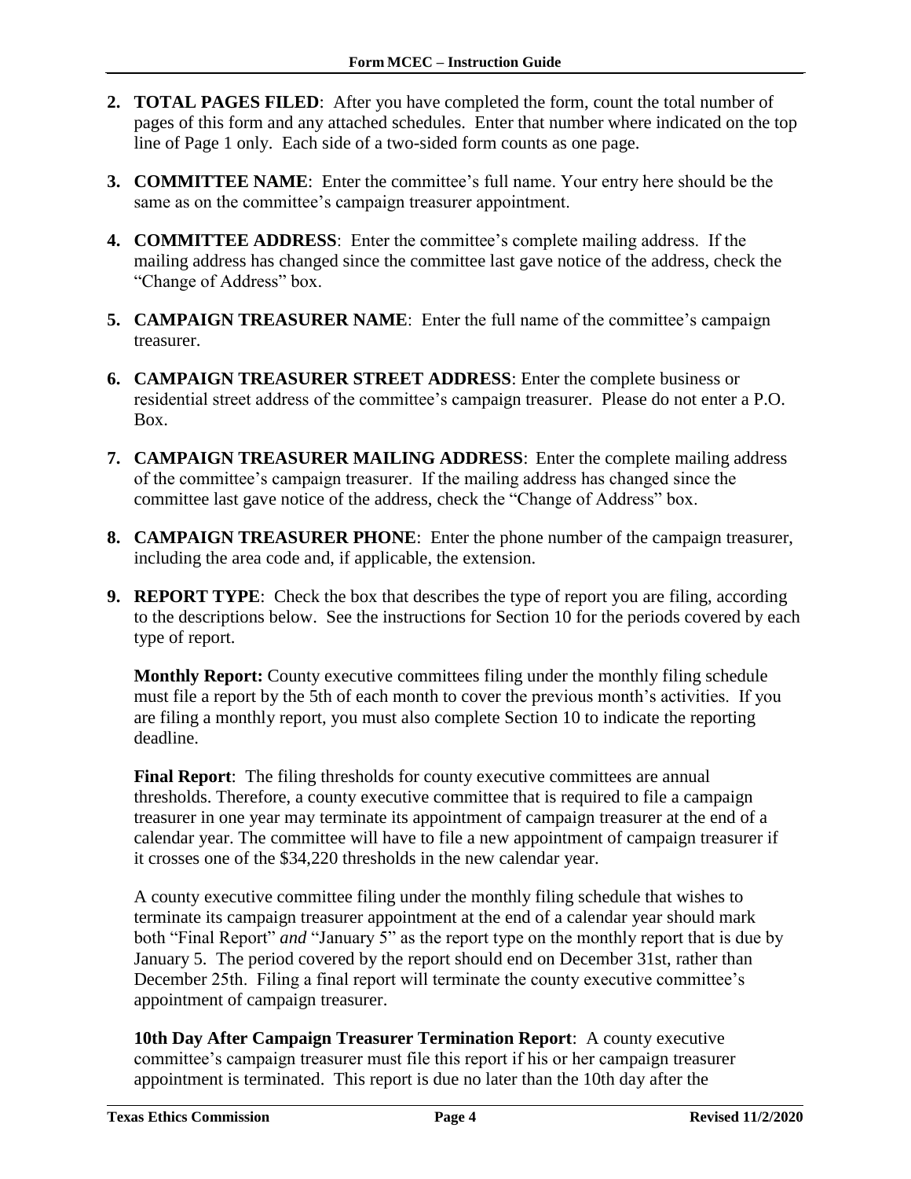2. **TOTAL PAGES FILED**: After you have completed the form, count the total number of pages of this form and any attached schedules. Enter that number where indicated on the top line of Page 1 only. Each side of a two-sided form counts as one page.

3. **COMMITTEE NAME**: Enter the committee's full name. Your entry here should be the same as on the committee's campaign treasurer appointment.

4. **COMMITTEE ADDRESS**: Enter the committee's complete mailing address. If the mailing address has changed since the committee last gave notice of the address, check the "Change of Address" box.

5. **CAMPAIGN TREASURER NAME**: Enter the full name of the committee's campaign treasurer.

6. **CAMPAIGN TREASURER STREET ADDRESS**: Enter the complete business or residential street address of the committee's campaign treasurer. Please do not enter a P.O. Box.

7. **CAMPAIGN TREASURER MAILING ADDRESS**: Enter the complete mailing address of the committee's campaign treasurer. If the mailing address has changed since the committee last gave notice of the address, check the "Change of Address" box.

8. **CAMPAIGN TREASURER PHONE**: Enter the phone number of the campaign treasurer, including the area code and, if applicable, the extension.

9. **REPORT TYPE**: Check the box that describes the type of report you are filing, according to the descriptions below. See the instructions for Section 10 for the periods covered by each type of report.

   **Monthly Report:** County executive committees filing under the monthly filing schedule must file a report by the 5th of each month to cover the previous month's activities. If you are filing a monthly report, you must also complete Section 10 to indicate the reporting deadline.

   **Final Report**: The filing thresholds for county executive committees are annual thresholds. Therefore, a county executive committee that is required to file a campaign treasurer in one year may terminate its appointment of campaign treasurer at the end of a calendar year. The committee will have to file a new appointment of campaign treasurer if it crosses one of the $34,220 thresholds in the new calendar year.

   A county executive committee filing under the monthly filing schedule that wishes to terminate its campaign treasurer appointment at the end of a calendar year should mark both "Final Report" *and* "January 5" as the report type on the monthly report that is due by January 5. The period covered by the report should end on December 31st, rather than December 25th. Filing a final report will terminate the county executive committee's appointment of campaign treasurer.

   **10th Day After Campaign Treasurer Termination Report**: A county executive committee's campaign treasurer must file this report if his or her campaign treasurer appointment is terminated. This report is due no later than the 10th day after the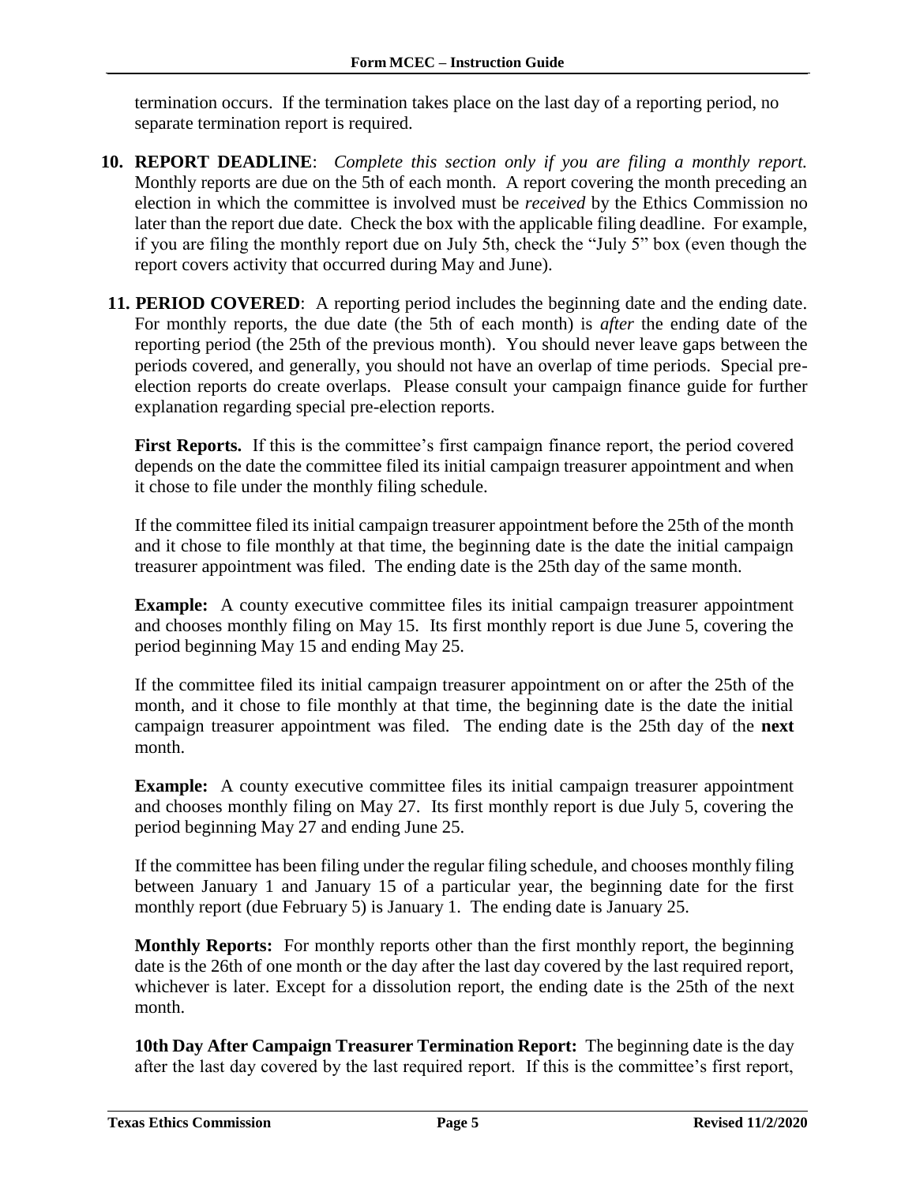termination occurs. If the termination takes place on the last day of a reporting period, no separate termination report is required.

10. **REPORT DEADLINE**: *Complete this section only if you are filing a monthly report.* Monthly reports are due on the 5th of each month. A report covering the month preceding an election in which the committee is involved must be *received* by the Ethics Commission no later than the report due date. Check the box with the applicable filing deadline. For example, if you are filing the monthly report due on July 5th, check the "July 5" box (even though the report covers activity that occurred during May and June).

11. **PERIOD COVERED**: A reporting period includes the beginning date and the ending date. For monthly reports, the due date (the 5th of each month) is *after* the ending date of the reporting period (the 25th of the previous month). You should never leave gaps between the periods covered, and generally, you should not have an overlap of time periods. Special pre-election reports do create overlaps. Please consult your campaign finance guide for further explanation regarding special pre-election reports.

    **First Reports.** If this is the committee's first campaign finance report, the period covered depends on the date the committee filed its initial campaign treasurer appointment and when it chose to file under the monthly filing schedule.

    If the committee filed its initial campaign treasurer appointment before the 25th of the month and it chose to file monthly at that time, the beginning date is the date the initial campaign treasurer appointment was filed. The ending date is the 25th day of the same month.

    **Example:** A county executive committee files its initial campaign treasurer appointment and chooses monthly filing on May 15. Its first monthly report is due June 5, covering the period beginning May 15 and ending May 25.

    If the committee filed its initial campaign treasurer appointment on or after the 25th of the month, and it chose to file monthly at that time, the beginning date is the date the initial campaign treasurer appointment was filed. The ending date is the 25th day of the **next** month.

    **Example:** A county executive committee files its initial campaign treasurer appointment and chooses monthly filing on May 27. Its first monthly report is due July 5, covering the period beginning May 27 and ending June 25.

    If the committee has been filing under the regular filing schedule, and chooses monthly filing between January 1 and January 15 of a particular year, the beginning date for the first monthly report (due February 5) is January 1. The ending date is January 25.

    **Monthly Reports:** For monthly reports other than the first monthly report, the beginning date is the 26th of one month or the day after the last day covered by the last required report, whichever is later. Except for a dissolution report, the ending date is the 25th of the next month.

    **10th Day After Campaign Treasurer Termination Report:** The beginning date is the day after the last day covered by the last required report. If this is the committee's first report,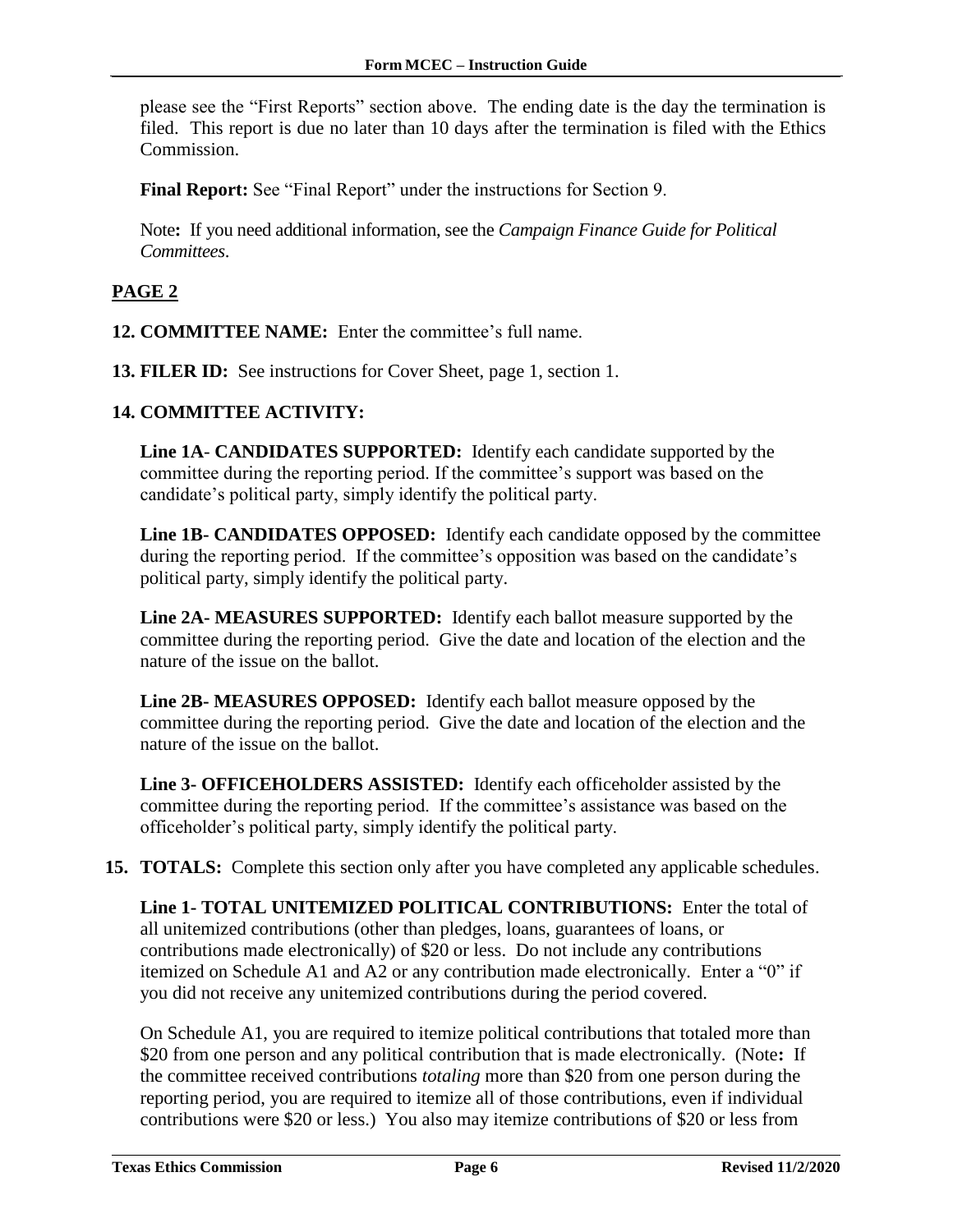please see the "First Reports" section above. The ending date is the day the termination is filed. This report is due no later than 10 days after the termination is filed with the Ethics Commission.

**Final Report:** See "Final Report" under the instructions for Section 9.

Note**:** If you need additional information, see the *Campaign Finance Guide for Political Committees*.

## PAGE 2

**12. COMMITTEE NAME:** Enter the committee's full name.

**13. FILER ID:** See instructions for Cover Sheet, page 1, section 1.

**14. COMMITTEE ACTIVITY:**

**Line 1A- CANDIDATES SUPPORTED:** Identify each candidate supported by the committee during the reporting period. If the committee's support was based on the candidate's political party, simply identify the political party.

**Line 1B- CANDIDATES OPPOSED:** Identify each candidate opposed by the committee during the reporting period. If the committee's opposition was based on the candidate's political party, simply identify the political party.

**Line 2A- MEASURES SUPPORTED:** Identify each ballot measure supported by the committee during the reporting period. Give the date and location of the election and the nature of the issue on the ballot.

**Line 2B- MEASURES OPPOSED:** Identify each ballot measure opposed by the committee during the reporting period. Give the date and location of the election and the nature of the issue on the ballot.

**Line 3- OFFICEHOLDERS ASSISTED:** Identify each officeholder assisted by the committee during the reporting period. If the committee's assistance was based on the officeholder's political party, simply identify the political party.

**15. TOTALS:** Complete this section only after you have completed any applicable schedules.

**Line 1- TOTAL UNITEMIZED POLITICAL CONTRIBUTIONS:** Enter the total of all unitemized contributions (other than pledges, loans, guarantees of loans, or contributions made electronically) of $20 or less. Do not include any contributions itemized on Schedule A1 and A2 or any contribution made electronically. Enter a "0" if you did not receive any unitemized contributions during the period covered.

On Schedule A1, you are required to itemize political contributions that totaled more than $20 from one person and any political contribution that is made electronically. (Note**:** If the committee received contributions *totaling* more than $20 from one person during the reporting period, you are required to itemize all of those contributions, even if individual contributions were $20 or less.) You also may itemize contributions of $20 or less from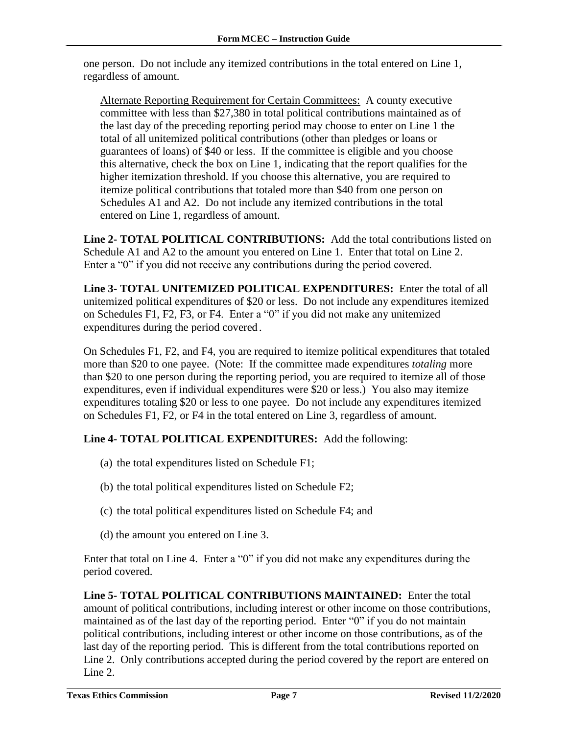one person. Do not include any itemized contributions in the total entered on Line 1, regardless of amount.

> Alternate Reporting Requirement for Certain Committees: A county executive committee with less than $27,380 in total political contributions maintained as of the last day of the preceding reporting period may choose to enter on Line 1 the total of all unitemized political contributions (other than pledges or loans or guarantees of loans) of $40 or less. If the committee is eligible and you choose this alternative, check the box on Line 1, indicating that the report qualifies for the higher itemization threshold. If you choose this alternative, you are required to itemize political contributions that totaled more than $40 from one person on Schedules A1 and A2. Do not include any itemized contributions in the total entered on Line 1, regardless of amount.

**Line 2- TOTAL POLITICAL CONTRIBUTIONS:** Add the total contributions listed on Schedule A1 and A2 to the amount you entered on Line 1. Enter that total on Line 2. Enter a "0" if you did not receive any contributions during the period covered.

**Line 3- TOTAL UNITEMIZED POLITICAL EXPENDITURES:** Enter the total of all unitemized political expenditures of $20 or less. Do not include any expenditures itemized on Schedules F1, F2, F3, or F4. Enter a "0" if you did not make any unitemized expenditures during the period covered.

On Schedules F1, F2, and F4, you are required to itemize political expenditures that totaled more than $20 to one payee. (Note: If the committee made expenditures *totaling* more than $20 to one person during the reporting period, you are required to itemize all of those expenditures, even if individual expenditures were $20 or less.) You also may itemize expenditures totaling $20 or less to one payee. Do not include any expenditures itemized on Schedules F1, F2, or F4 in the total entered on Line 3, regardless of amount.

**Line 4- TOTAL POLITICAL EXPENDITURES:** Add the following:

(a) the total expenditures listed on Schedule F1;

(b) the total political expenditures listed on Schedule F2;

(c) the total political expenditures listed on Schedule F4; and

(d) the amount you entered on Line 3.

Enter that total on Line 4. Enter a "0" if you did not make any expenditures during the period covered.

**Line 5- TOTAL POLITICAL CONTRIBUTIONS MAINTAINED:** Enter the total amount of political contributions, including interest or other income on those contributions, maintained as of the last day of the reporting period. Enter "0" if you do not maintain political contributions, including interest or other income on those contributions, as of the last day of the reporting period. This is different from the total contributions reported on Line 2. Only contributions accepted during the period covered by the report are entered on Line 2.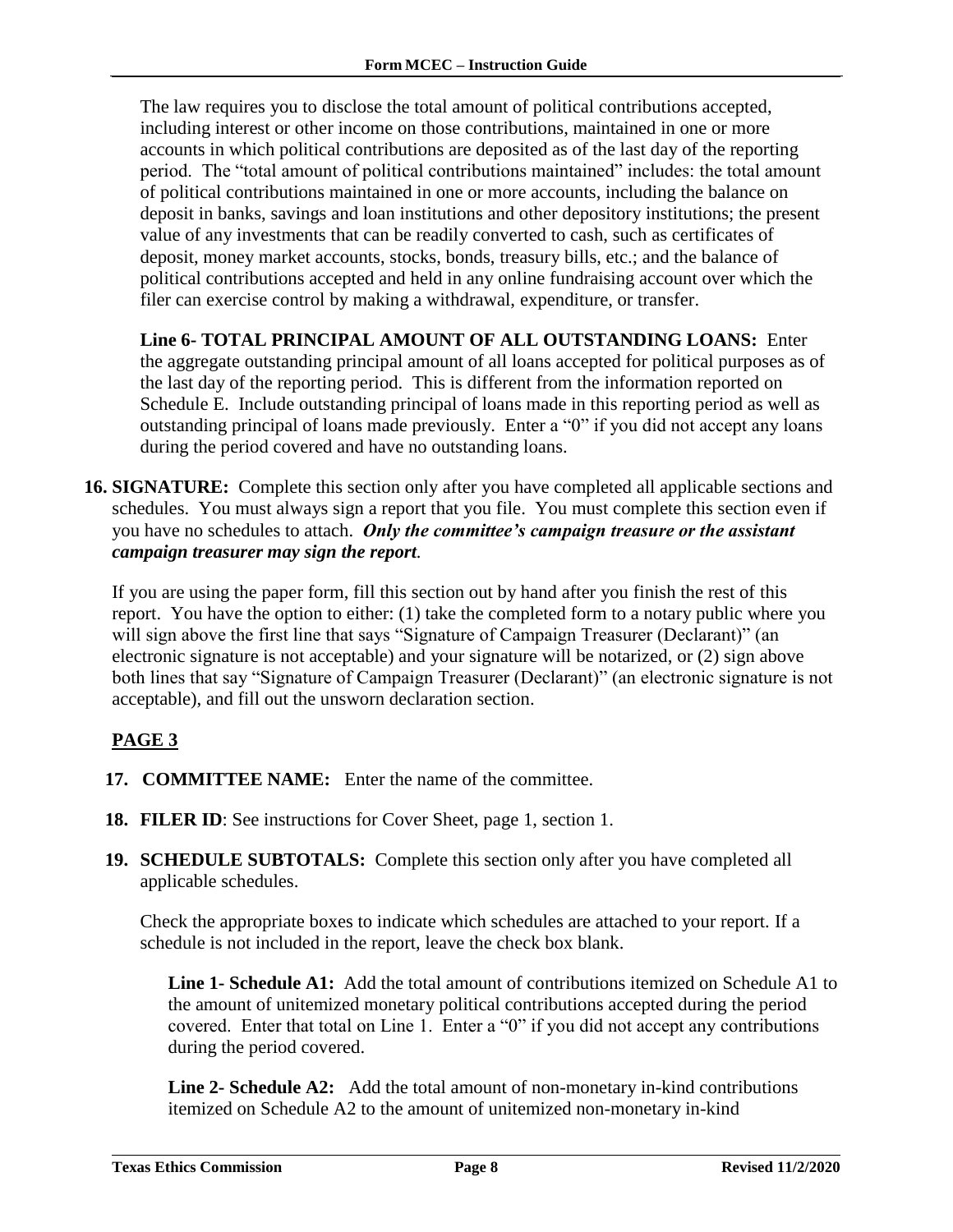The law requires you to disclose the total amount of political contributions accepted, including interest or other income on those contributions, maintained in one or more accounts in which political contributions are deposited as of the last day of the reporting period. The "total amount of political contributions maintained" includes: the total amount of political contributions maintained in one or more accounts, including the balance on deposit in banks, savings and loan institutions and other depository institutions; the present value of any investments that can be readily converted to cash, such as certificates of deposit, money market accounts, stocks, bonds, treasury bills, etc.; and the balance of political contributions accepted and held in any online fundraising account over which the filer can exercise control by making a withdrawal, expenditure, or transfer.

**Line 6- TOTAL PRINCIPAL AMOUNT OF ALL OUTSTANDING LOANS:** Enter the aggregate outstanding principal amount of all loans accepted for political purposes as of the last day of the reporting period. This is different from the information reported on Schedule E. Include outstanding principal of loans made in this reporting period as well as outstanding principal of loans made previously. Enter a "0" if you did not accept any loans during the period covered and have no outstanding loans.

**16. SIGNATURE:** Complete this section only after you have completed all applicable sections and schedules. You must always sign a report that you file. You must complete this section even if you have no schedules to attach. ***Only the committee's campaign treasure or the assistant campaign treasurer may sign the report.***

If you are using the paper form, fill this section out by hand after you finish the rest of this report. You have the option to either: (1) take the completed form to a notary public where you will sign above the first line that says "Signature of Campaign Treasurer (Declarant)" (an electronic signature is not acceptable) and your signature will be notarized, or (2) sign above both lines that say "Signature of Campaign Treasurer (Declarant)" (an electronic signature is not acceptable), and fill out the unsworn declaration section.

## PAGE 3

**17. COMMITTEE NAME:** Enter the name of the committee.

**18. FILER ID**: See instructions for Cover Sheet, page 1, section 1.

**19. SCHEDULE SUBTOTALS:** Complete this section only after you have completed all applicable schedules.

Check the appropriate boxes to indicate which schedules are attached to your report. If a schedule is not included in the report, leave the check box blank.

**Line 1- Schedule A1:** Add the total amount of contributions itemized on Schedule A1 to the amount of unitemized monetary political contributions accepted during the period covered. Enter that total on Line 1. Enter a "0" if you did not accept any contributions during the period covered.

**Line 2- Schedule A2:** Add the total amount of non-monetary in-kind contributions itemized on Schedule A2 to the amount of unitemized non-monetary in-kind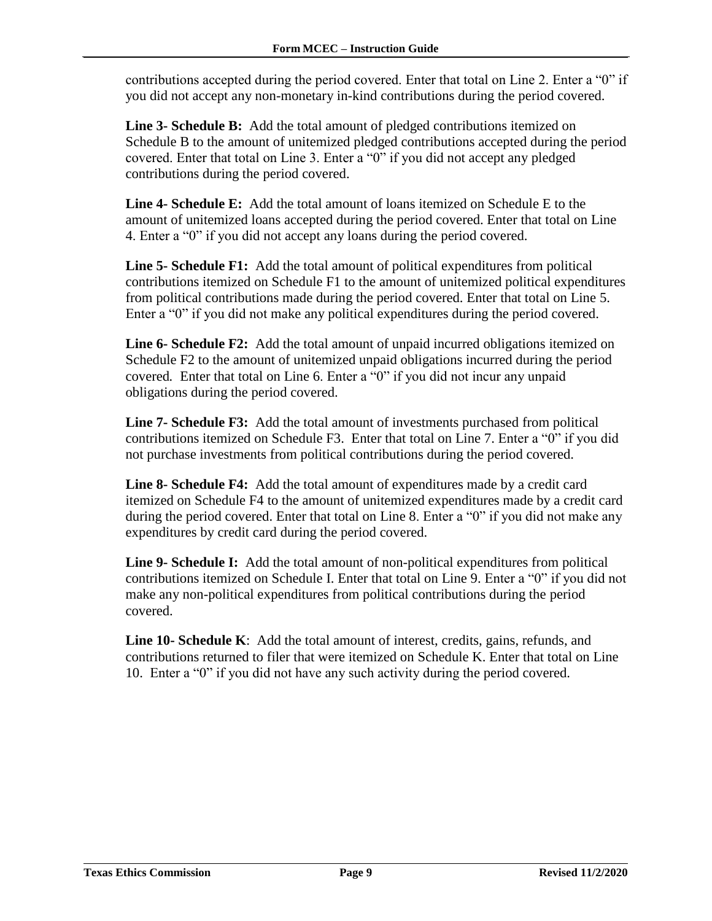contributions accepted during the period covered. Enter that total on Line 2. Enter a "0" if you did not accept any non-monetary in-kind contributions during the period covered.

**Line 3- Schedule B:** Add the total amount of pledged contributions itemized on Schedule B to the amount of unitemized pledged contributions accepted during the period covered. Enter that total on Line 3. Enter a "0" if you did not accept any pledged contributions during the period covered.

**Line 4- Schedule E:** Add the total amount of loans itemized on Schedule E to the amount of unitemized loans accepted during the period covered. Enter that total on Line 4. Enter a "0" if you did not accept any loans during the period covered.

**Line 5- Schedule F1:** Add the total amount of political expenditures from political contributions itemized on Schedule F1 to the amount of unitemized political expenditures from political contributions made during the period covered. Enter that total on Line 5. Enter a "0" if you did not make any political expenditures during the period covered.

**Line 6- Schedule F2:** Add the total amount of unpaid incurred obligations itemized on Schedule F2 to the amount of unitemized unpaid obligations incurred during the period covered. Enter that total on Line 6. Enter a "0" if you did not incur any unpaid obligations during the period covered.

**Line 7- Schedule F3:** Add the total amount of investments purchased from political contributions itemized on Schedule F3. Enter that total on Line 7. Enter a "0" if you did not purchase investments from political contributions during the period covered.

**Line 8- Schedule F4:** Add the total amount of expenditures made by a credit card itemized on Schedule F4 to the amount of unitemized expenditures made by a credit card during the period covered. Enter that total on Line 8. Enter a "0" if you did not make any expenditures by credit card during the period covered.

**Line 9- Schedule I:** Add the total amount of non-political expenditures from political contributions itemized on Schedule I. Enter that total on Line 9. Enter a "0" if you did not make any non-political expenditures from political contributions during the period covered.

**Line 10- Schedule K**: Add the total amount of interest, credits, gains, refunds, and contributions returned to filer that were itemized on Schedule K. Enter that total on Line 10. Enter a "0" if you did not have any such activity during the period covered.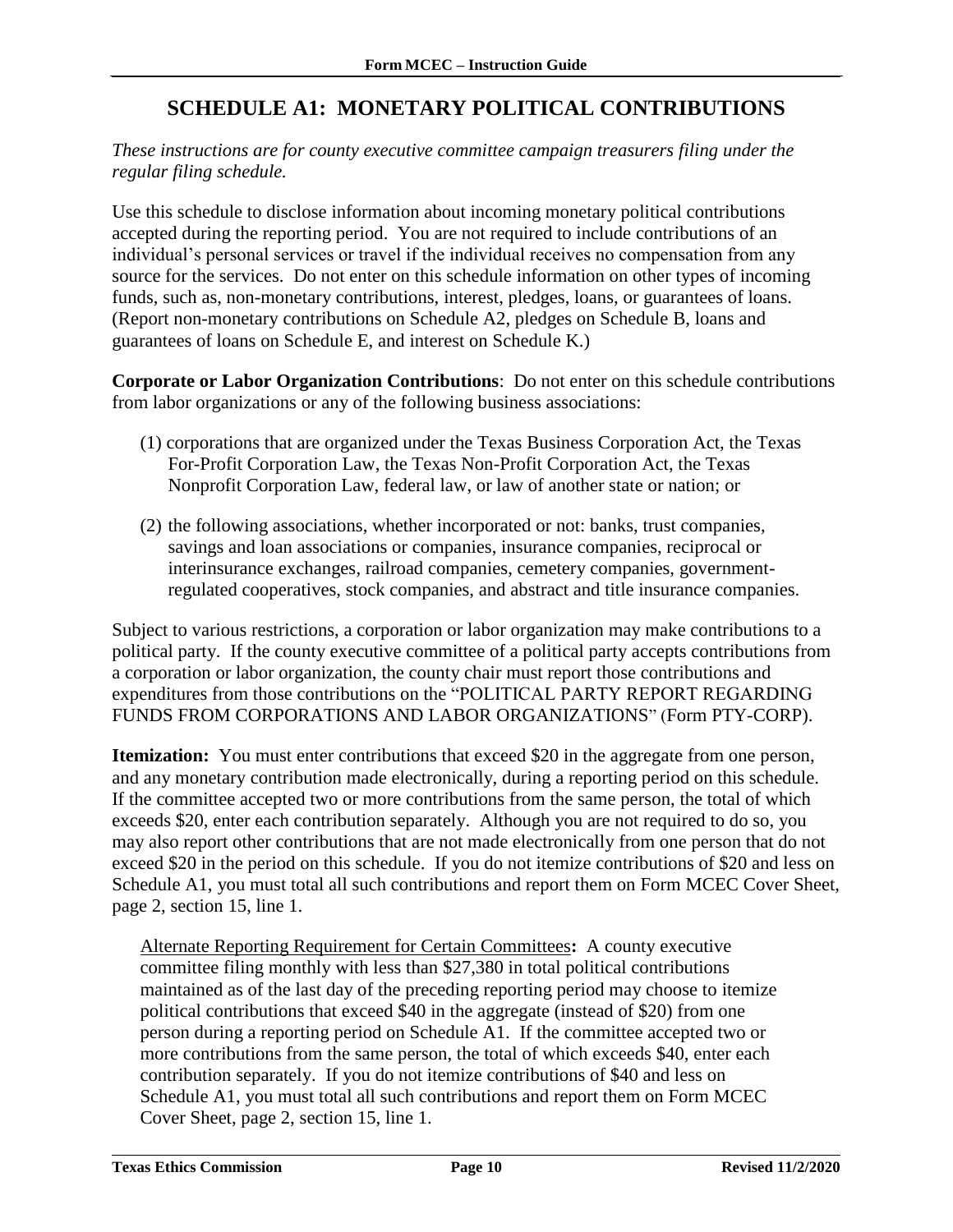# SCHEDULE A1: MONETARY POLITICAL CONTRIBUTIONS

*These instructions are for county executive committee campaign treasurers filing under the regular filing schedule.*

Use this schedule to disclose information about incoming monetary political contributions accepted during the reporting period. You are not required to include contributions of an individual's personal services or travel if the individual receives no compensation from any source for the services. Do not enter on this schedule information on other types of incoming funds, such as, non-monetary contributions, interest, pledges, loans, or guarantees of loans. (Report non-monetary contributions on Schedule A2, pledges on Schedule B, loans and guarantees of loans on Schedule E, and interest on Schedule K.)

**Corporate or Labor Organization Contributions**: Do not enter on this schedule contributions from labor organizations or any of the following business associations:

(1) corporations that are organized under the Texas Business Corporation Act, the Texas For-Profit Corporation Law, the Texas Non-Profit Corporation Act, the Texas Nonprofit Corporation Law, federal law, or law of another state or nation; or

(2) the following associations, whether incorporated or not: banks, trust companies, savings and loan associations or companies, insurance companies, reciprocal or interinsurance exchanges, railroad companies, cemetery companies, government-regulated cooperatives, stock companies, and abstract and title insurance companies.

Subject to various restrictions, a corporation or labor organization may make contributions to a political party. If the county executive committee of a political party accepts contributions from a corporation or labor organization, the county chair must report those contributions and expenditures from those contributions on the "POLITICAL PARTY REPORT REGARDING FUNDS FROM CORPORATIONS AND LABOR ORGANIZATIONS" (Form PTY-CORP).

**Itemization:** You must enter contributions that exceed $20 in the aggregate from one person, and any monetary contribution made electronically, during a reporting period on this schedule. If the committee accepted two or more contributions from the same person, the total of which exceeds $20, enter each contribution separately. Although you are not required to do so, you may also report other contributions that are not made electronically from one person that do not exceed $20 in the period on this schedule. If you do not itemize contributions of $20 and less on Schedule A1, you must total all such contributions and report them on Form MCEC Cover Sheet, page 2, section 15, line 1.

Alternate Reporting Requirement for Certain Committees**:** A county executive committee filing monthly with less than $27,380 in total political contributions maintained as of the last day of the preceding reporting period may choose to itemize political contributions that exceed $40 in the aggregate (instead of $20) from one person during a reporting period on Schedule A1. If the committee accepted two or more contributions from the same person, the total of which exceeds $40, enter each contribution separately. If you do not itemize contributions of $40 and less on Schedule A1, you must total all such contributions and report them on Form MCEC Cover Sheet, page 2, section 15, line 1.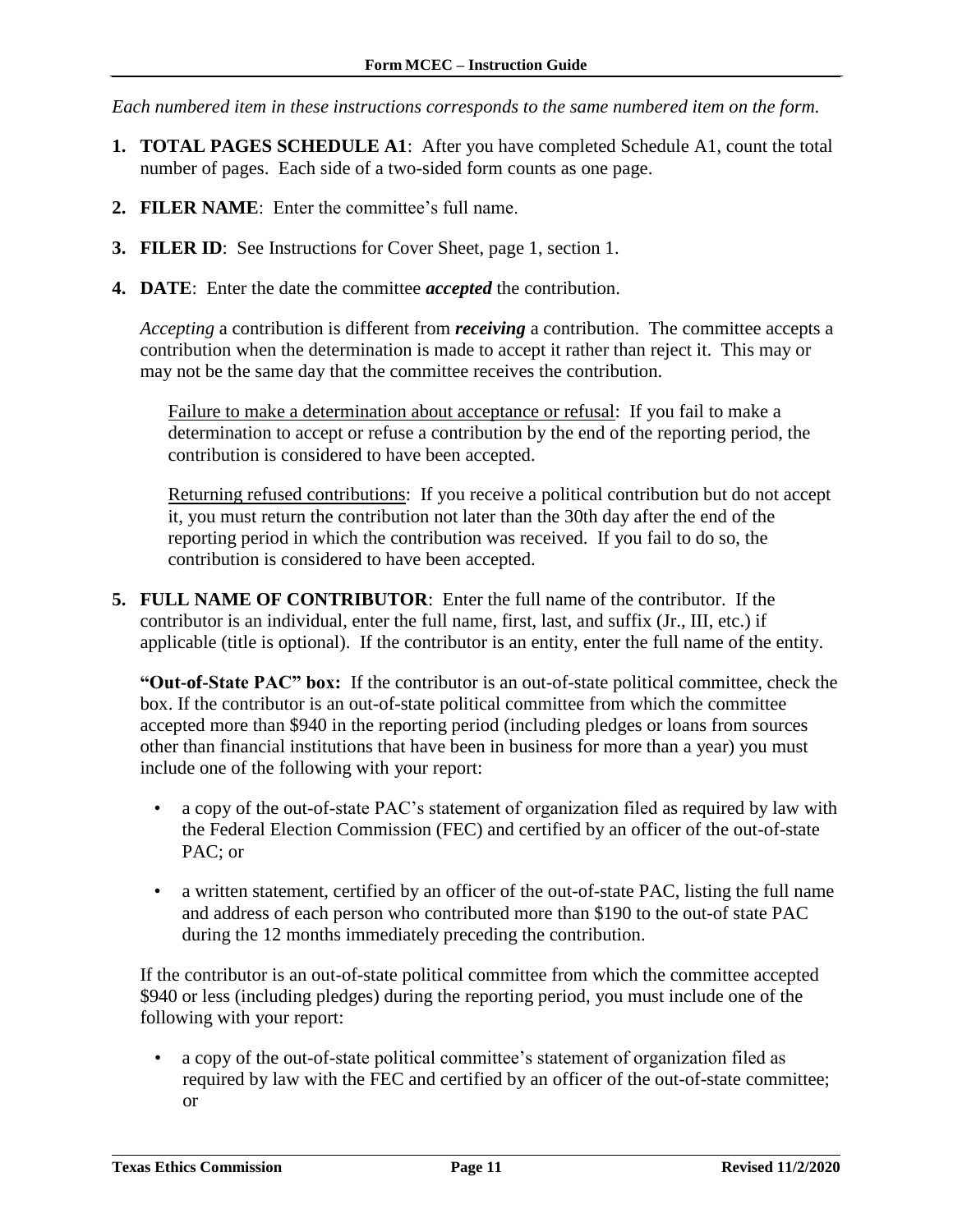*Each numbered item in these instructions corresponds to the same numbered item on the form.*

1. **TOTAL PAGES SCHEDULE A1**: After you have completed Schedule A1, count the total number of pages. Each side of a two-sided form counts as one page.

2. **FILER NAME**: Enter the committee's full name.

3. **FILER ID**: See Instructions for Cover Sheet, page 1, section 1.

4. **DATE**: Enter the date the committee ***accepted*** the contribution.

   *Accepting* a contribution is different from ***receiving*** a contribution. The committee accepts a contribution when the determination is made to accept it rather than reject it. This may or may not be the same day that the committee receives the contribution.

   <u>Failure to make a determination about acceptance or refusal</u>: If you fail to make a determination to accept or refuse a contribution by the end of the reporting period, the contribution is considered to have been accepted.

   <u>Returning refused contributions</u>: If you receive a political contribution but do not accept it, you must return the contribution not later than the 30th day after the end of the reporting period in which the contribution was received. If you fail to do so, the contribution is considered to have been accepted.

5. **FULL NAME OF CONTRIBUTOR**: Enter the full name of the contributor. If the contributor is an individual, enter the full name, first, last, and suffix (Jr., III, etc.) if applicable (title is optional). If the contributor is an entity, enter the full name of the entity.

   **"Out-of-State PAC" box:** If the contributor is an out-of-state political committee, check the box. If the contributor is an out-of-state political committee from which the committee accepted more than $940 in the reporting period (including pledges or loans from sources other than financial institutions that have been in business for more than a year) you must include one of the following with your report:

   - a copy of the out-of-state PAC's statement of organization filed as required by law with the Federal Election Commission (FEC) and certified by an officer of the out-of-state PAC; or
   - a written statement, certified by an officer of the out-of-state PAC, listing the full name and address of each person who contributed more than $190 to the out-of state PAC during the 12 months immediately preceding the contribution.

   If the contributor is an out-of-state political committee from which the committee accepted $940 or less (including pledges) during the reporting period, you must include one of the following with your report:

   - a copy of the out-of-state political committee's statement of organization filed as required by law with the FEC and certified by an officer of the out-of-state committee; or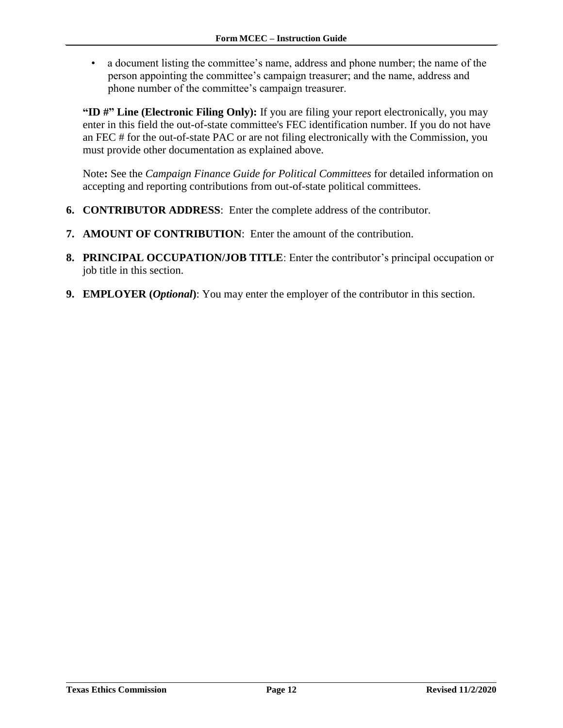- a document listing the committee’s name, address and phone number; the name of the person appointing the committee’s campaign treasurer; and the name, address and phone number of the committee’s campaign treasurer.

**“ID #” Line (Electronic Filing Only):** If you are filing your report electronically, you may enter in this field the out-of-state committee's FEC identification number. If you do not have an FEC # for the out-of-state PAC or are not filing electronically with the Commission, you must provide other documentation as explained above.

Note**:** See the *Campaign Finance Guide for Political Committees* for detailed information on accepting and reporting contributions from out-of-state political committees.

6. **CONTRIBUTOR ADDRESS**: Enter the complete address of the contributor.
7. **AMOUNT OF CONTRIBUTION**: Enter the amount of the contribution.
8. **PRINCIPAL OCCUPATION/JOB TITLE**: Enter the contributor’s principal occupation or job title in this section.
9. **EMPLOYER (*Optional*)**: You may enter the employer of the contributor in this section.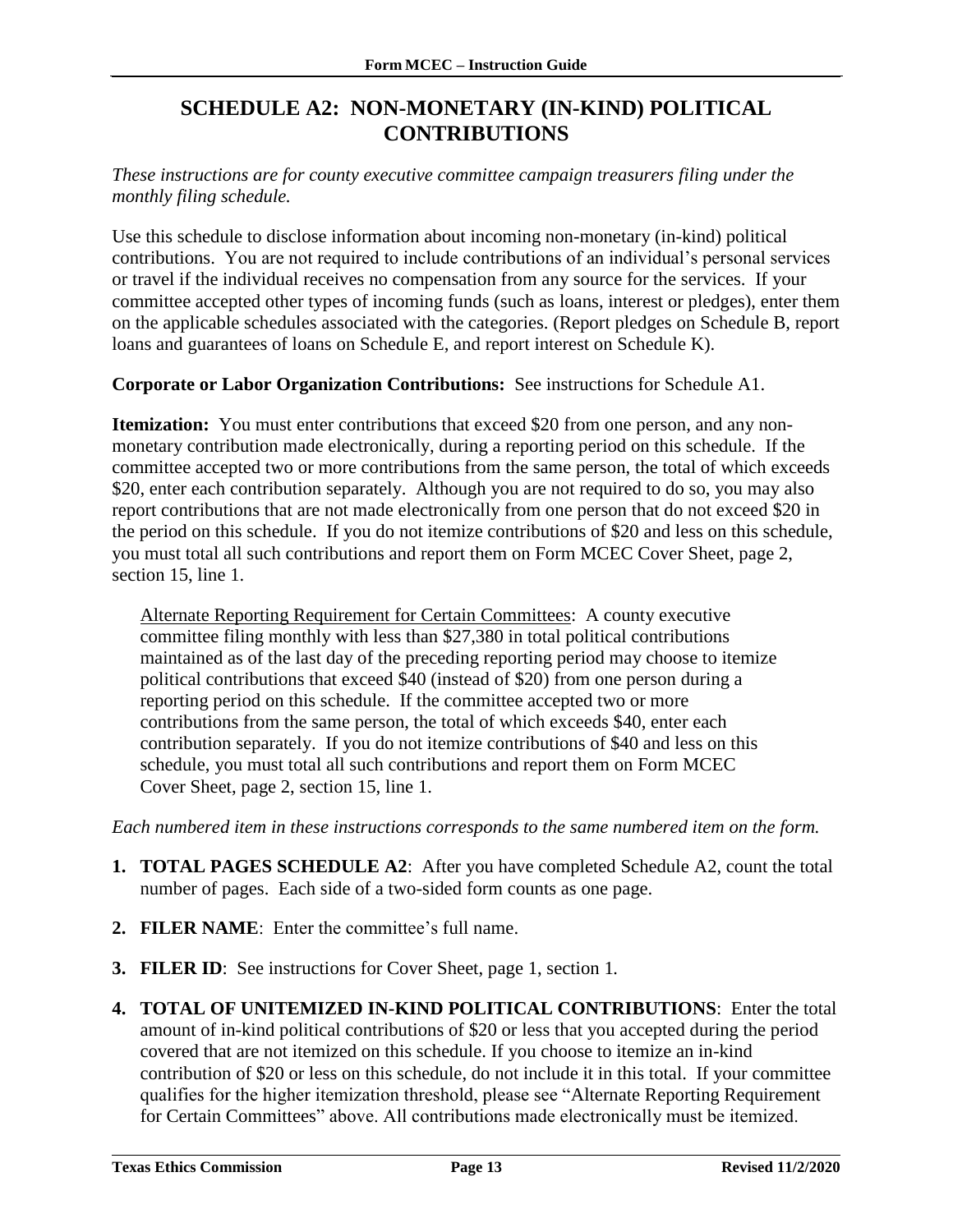# SCHEDULE A2: NON-MONETARY (IN-KIND) POLITICAL CONTRIBUTIONS

*These instructions are for county executive committee campaign treasurers filing under the monthly filing schedule.*

Use this schedule to disclose information about incoming non-monetary (in-kind) political contributions. You are not required to include contributions of an individual's personal services or travel if the individual receives no compensation from any source for the services. If your committee accepted other types of incoming funds (such as loans, interest or pledges), enter them on the applicable schedules associated with the categories. (Report pledges on Schedule B, report loans and guarantees of loans on Schedule E, and report interest on Schedule K).

**Corporate or Labor Organization Contributions:** See instructions for Schedule A1.

**Itemization:** You must enter contributions that exceed $20 from one person, and any non-monetary contribution made electronically, during a reporting period on this schedule. If the committee accepted two or more contributions from the same person, the total of which exceeds $20, enter each contribution separately. Although you are not required to do so, you may also report contributions that are not made electronically from one person that do not exceed $20 in the period on this schedule. If you do not itemize contributions of $20 and less on this schedule, you must total all such contributions and report them on Form MCEC Cover Sheet, page 2, section 15, line 1.

> Alternate Reporting Requirement for Certain Committees: A county executive committee filing monthly with less than $27,380 in total political contributions maintained as of the last day of the preceding reporting period may choose to itemize political contributions that exceed $40 (instead of $20) from one person during a reporting period on this schedule. If the committee accepted two or more contributions from the same person, the total of which exceeds $40, enter each contribution separately. If you do not itemize contributions of $40 and less on this schedule, you must total all such contributions and report them on Form MCEC Cover Sheet, page 2, section 15, line 1.

*Each numbered item in these instructions corresponds to the same numbered item on the form.*

1. **TOTAL PAGES SCHEDULE A2**: After you have completed Schedule A2, count the total number of pages. Each side of a two-sided form counts as one page.
2. **FILER NAME**: Enter the committee's full name.
3. **FILER ID**: See instructions for Cover Sheet, page 1, section 1.
4. **TOTAL OF UNITEMIZED IN-KIND POLITICAL CONTRIBUTIONS**: Enter the total amount of in-kind political contributions of $20 or less that you accepted during the period covered that are not itemized on this schedule. If you choose to itemize an in-kind contribution of $20 or less on this schedule, do not include it in this total. If your committee qualifies for the higher itemization threshold, please see "Alternate Reporting Requirement for Certain Committees" above. All contributions made electronically must be itemized.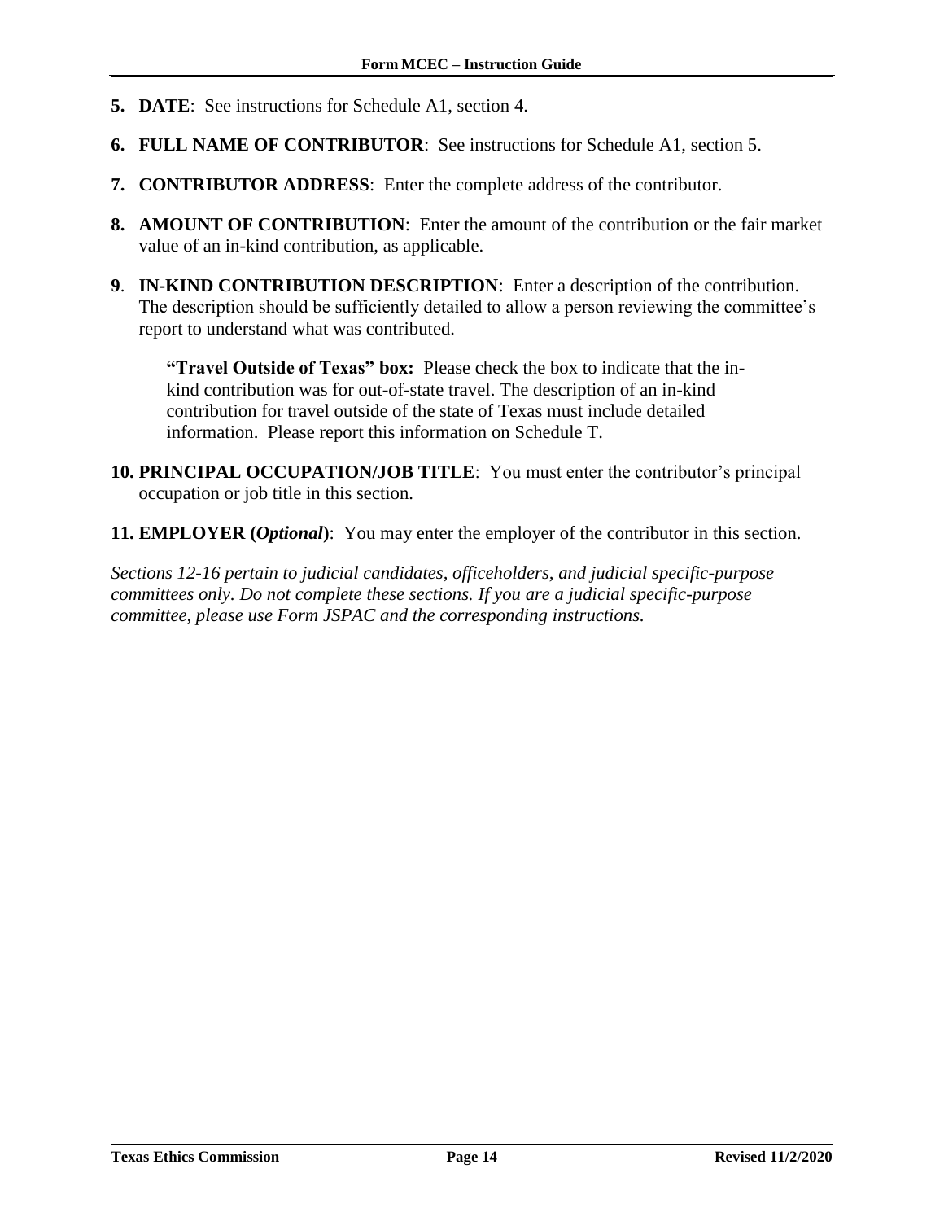**5. DATE**: See instructions for Schedule A1, section 4.

**6. FULL NAME OF CONTRIBUTOR**: See instructions for Schedule A1, section 5.

**7. CONTRIBUTOR ADDRESS**: Enter the complete address of the contributor.

**8. AMOUNT OF CONTRIBUTION**: Enter the amount of the contribution or the fair market value of an in-kind contribution, as applicable.

**9**. **IN-KIND CONTRIBUTION DESCRIPTION**: Enter a description of the contribution. The description should be sufficiently detailed to allow a person reviewing the committee's report to understand what was contributed.

> **"Travel Outside of Texas" box:** Please check the box to indicate that the in-kind contribution was for out-of-state travel. The description of an in-kind contribution for travel outside of the state of Texas must include detailed information. Please report this information on Schedule T.

**10. PRINCIPAL OCCUPATION/JOB TITLE**: You must enter the contributor's principal occupation or job title in this section.

**11. EMPLOYER (*Optional*)**: You may enter the employer of the contributor in this section.

*Sections 12-16 pertain to judicial candidates, officeholders, and judicial specific-purpose committees only. Do not complete these sections. If you are a judicial specific-purpose committee, please use Form JSPAC and the corresponding instructions.*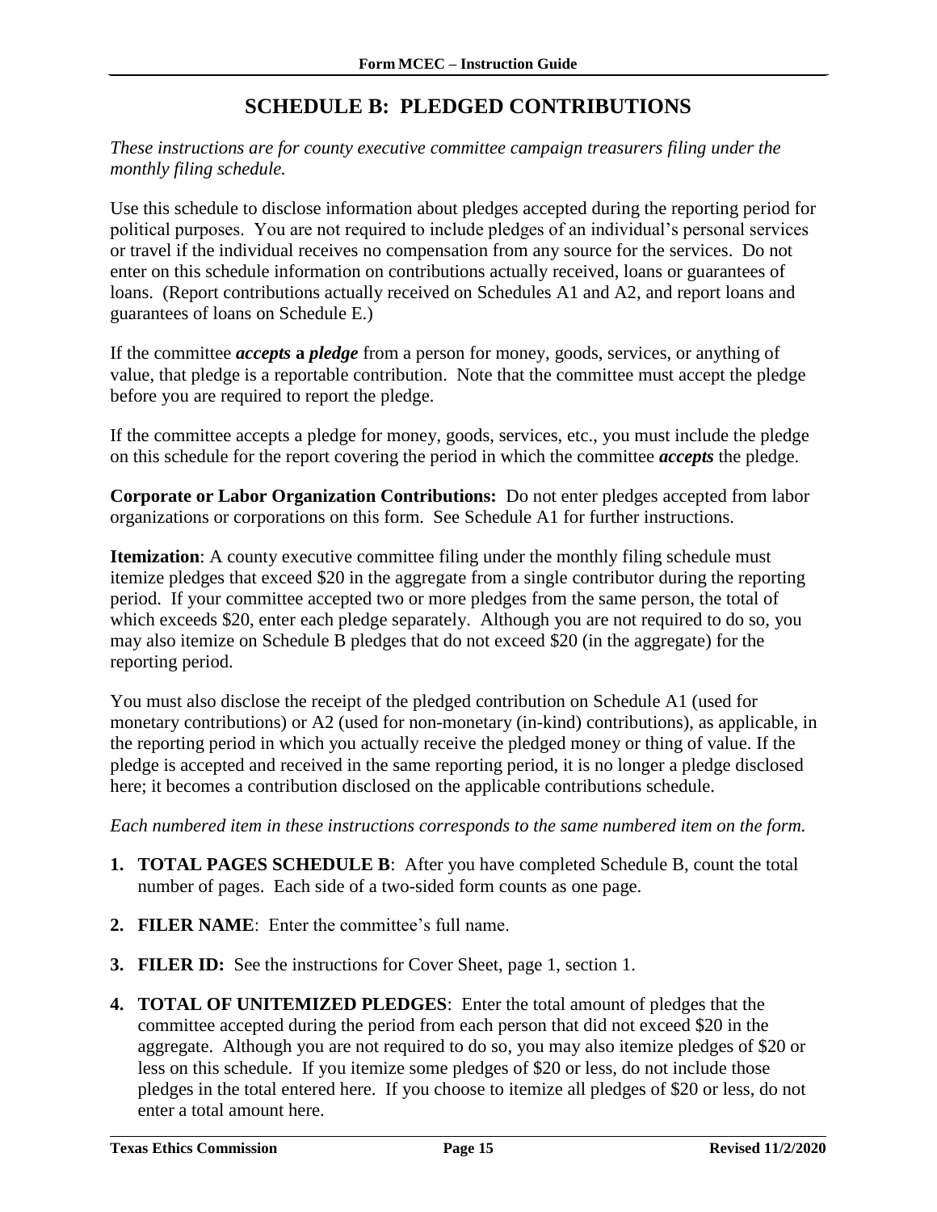# SCHEDULE B: PLEDGED CONTRIBUTIONS

*These instructions are for county executive committee campaign treasurers filing under the monthly filing schedule.*

Use this schedule to disclose information about pledges accepted during the reporting period for political purposes. You are not required to include pledges of an individual's personal services or travel if the individual receives no compensation from any source for the services. Do not enter on this schedule information on contributions actually received, loans or guarantees of loans. (Report contributions actually received on Schedules A1 and A2, and report loans and guarantees of loans on Schedule E.)

If the committee ***accepts* a *pledge*** from a person for money, goods, services, or anything of value, that pledge is a reportable contribution. Note that the committee must accept the pledge before you are required to report the pledge.

If the committee accepts a pledge for money, goods, services, etc., you must include the pledge on this schedule for the report covering the period in which the committee ***accepts*** the pledge.

**Corporate or Labor Organization Contributions:** Do not enter pledges accepted from labor organizations or corporations on this form. See Schedule A1 for further instructions.

**Itemization**: A county executive committee filing under the monthly filing schedule must itemize pledges that exceed $20 in the aggregate from a single contributor during the reporting period. If your committee accepted two or more pledges from the same person, the total of which exceeds $20, enter each pledge separately. Although you are not required to do so, you may also itemize on Schedule B pledges that do not exceed $20 (in the aggregate) for the reporting period.

You must also disclose the receipt of the pledged contribution on Schedule A1 (used for monetary contributions) or A2 (used for non-monetary (in-kind) contributions), as applicable, in the reporting period in which you actually receive the pledged money or thing of value. If the pledge is accepted and received in the same reporting period, it is no longer a pledge disclosed here; it becomes a contribution disclosed on the applicable contributions schedule.

*Each numbered item in these instructions corresponds to the same numbered item on the form.*

1. **TOTAL PAGES SCHEDULE B**: After you have completed Schedule B, count the total number of pages. Each side of a two-sided form counts as one page.
2. **FILER NAME**: Enter the committee's full name.
3. **FILER ID:** See the instructions for Cover Sheet, page 1, section 1.
4. **TOTAL OF UNITEMIZED PLEDGES**: Enter the total amount of pledges that the committee accepted during the period from each person that did not exceed $20 in the aggregate. Although you are not required to do so, you may also itemize pledges of $20 or less on this schedule. If you itemize some pledges of $20 or less, do not include those pledges in the total entered here. If you choose to itemize all pledges of $20 or less, do not enter a total amount here.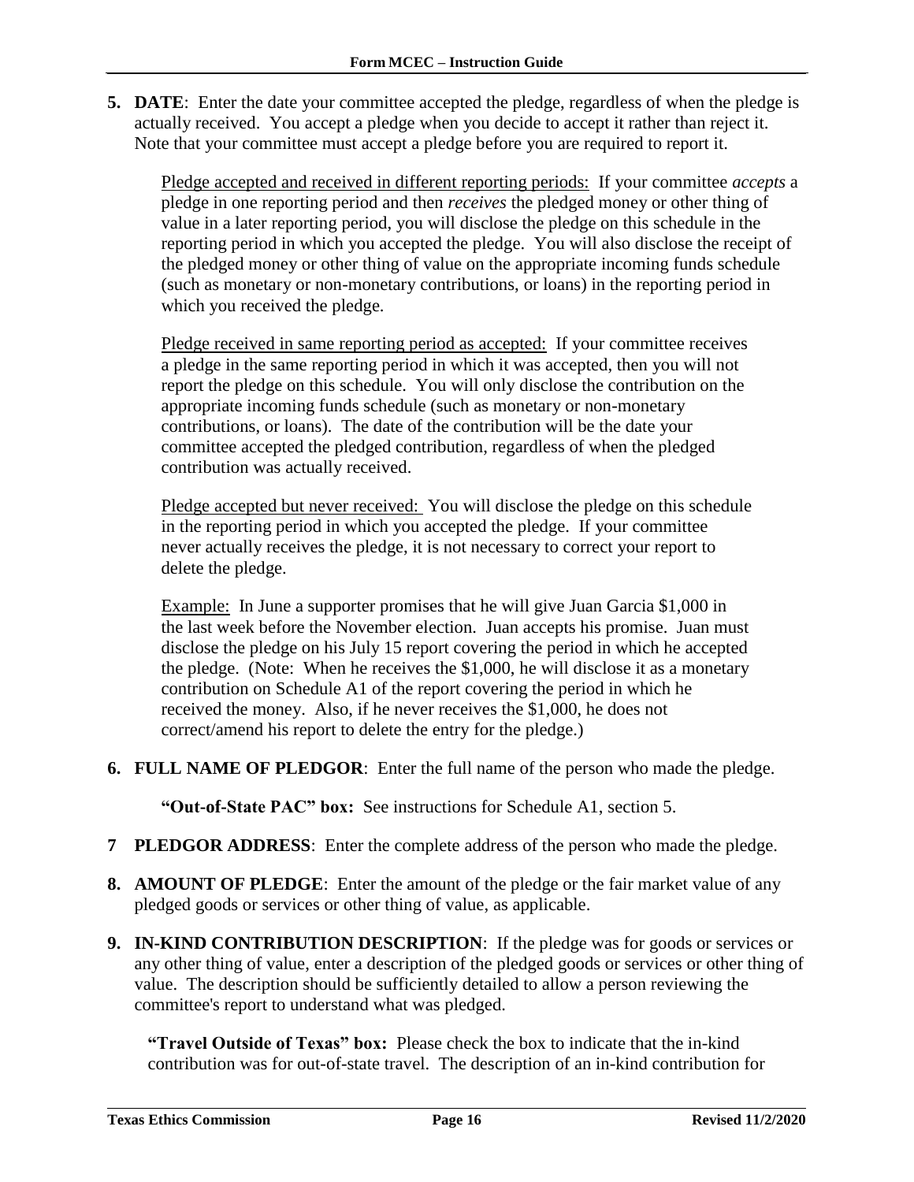**5. DATE**: Enter the date your committee accepted the pledge, regardless of when the pledge is actually received. You accept a pledge when you decide to accept it rather than reject it. Note that your committee must accept a pledge before you are required to report it.

Pledge accepted and received in different reporting periods: If your committee *accepts* a pledge in one reporting period and then *receives* the pledged money or other thing of value in a later reporting period, you will disclose the pledge on this schedule in the reporting period in which you accepted the pledge. You will also disclose the receipt of the pledged money or other thing of value on the appropriate incoming funds schedule (such as monetary or non-monetary contributions, or loans) in the reporting period in which you received the pledge.

Pledge received in same reporting period as accepted: If your committee receives a pledge in the same reporting period in which it was accepted, then you will not report the pledge on this schedule. You will only disclose the contribution on the appropriate incoming funds schedule (such as monetary or non-monetary contributions, or loans). The date of the contribution will be the date your committee accepted the pledged contribution, regardless of when the pledged contribution was actually received.

Pledge accepted but never received: You will disclose the pledge on this schedule in the reporting period in which you accepted the pledge. If your committee never actually receives the pledge, it is not necessary to correct your report to delete the pledge.

Example: In June a supporter promises that he will give Juan Garcia $1,000 in the last week before the November election. Juan accepts his promise. Juan must disclose the pledge on his July 15 report covering the period in which he accepted the pledge. (Note: When he receives the $1,000, he will disclose it as a monetary contribution on Schedule A1 of the report covering the period in which he received the money. Also, if he never receives the $1,000, he does not correct/amend his report to delete the entry for the pledge.)

**6. FULL NAME OF PLEDGOR**: Enter the full name of the person who made the pledge.

**"Out-of-State PAC" box:** See instructions for Schedule A1, section 5.

**7 PLEDGOR ADDRESS**: Enter the complete address of the person who made the pledge.

**8. AMOUNT OF PLEDGE**: Enter the amount of the pledge or the fair market value of any pledged goods or services or other thing of value, as applicable.

**9. IN-KIND CONTRIBUTION DESCRIPTION**: If the pledge was for goods or services or any other thing of value, enter a description of the pledged goods or services or other thing of value. The description should be sufficiently detailed to allow a person reviewing the committee's report to understand what was pledged.

**"Travel Outside of Texas" box:** Please check the box to indicate that the in-kind contribution was for out-of-state travel. The description of an in-kind contribution for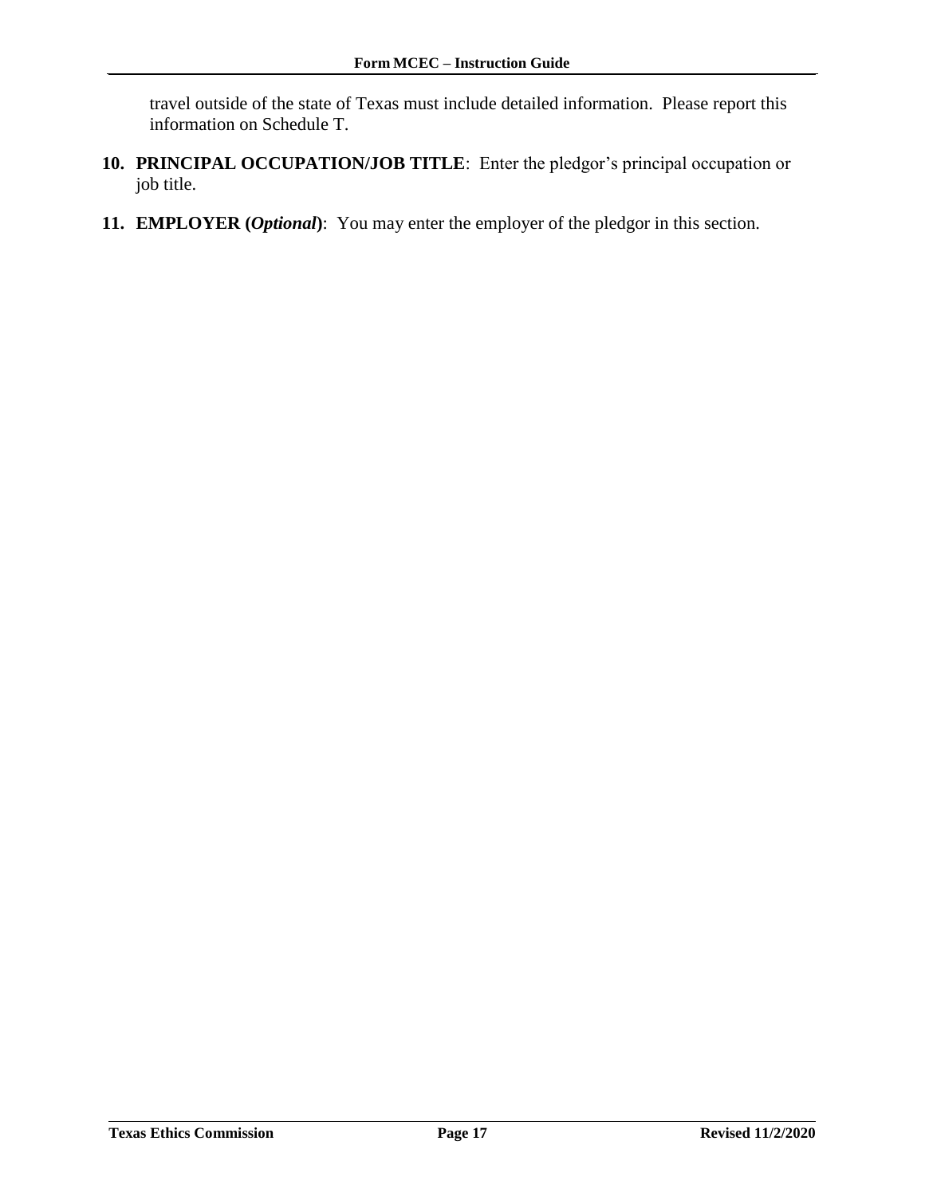travel outside of the state of Texas must include detailed information. Please report this information on Schedule T.

10. **PRINCIPAL OCCUPATION/JOB TITLE**: Enter the pledgor's principal occupation or job title.

11. **EMPLOYER (*Optional*)**: You may enter the employer of the pledgor in this section.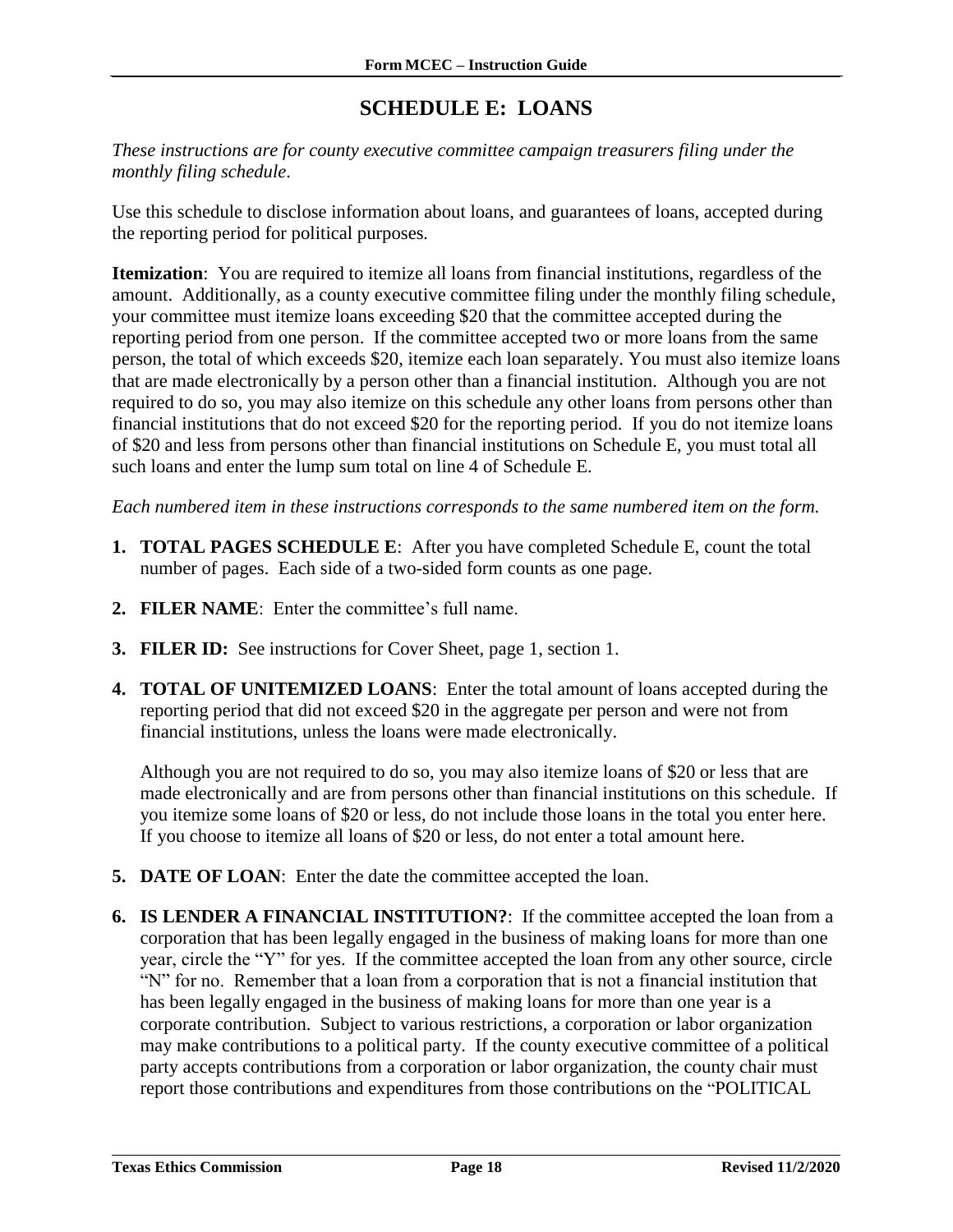# SCHEDULE E: LOANS

*These instructions are for county executive committee campaign treasurers filing under the monthly filing schedule.*

Use this schedule to disclose information about loans, and guarantees of loans, accepted during the reporting period for political purposes.

**Itemization**: You are required to itemize all loans from financial institutions, regardless of the amount. Additionally, as a county executive committee filing under the monthly filing schedule, your committee must itemize loans exceeding $20 that the committee accepted during the reporting period from one person. If the committee accepted two or more loans from the same person, the total of which exceeds $20, itemize each loan separately. You must also itemize loans that are made electronically by a person other than a financial institution. Although you are not required to do so, you may also itemize on this schedule any other loans from persons other than financial institutions that do not exceed $20 for the reporting period. If you do not itemize loans of $20 and less from persons other than financial institutions on Schedule E, you must total all such loans and enter the lump sum total on line 4 of Schedule E.

*Each numbered item in these instructions corresponds to the same numbered item on the form.*

1. **TOTAL PAGES SCHEDULE E**: After you have completed Schedule E, count the total number of pages. Each side of a two-sided form counts as one page.

2. **FILER NAME**: Enter the committee's full name.

3. **FILER ID:** See instructions for Cover Sheet, page 1, section 1.

4. **TOTAL OF UNITEMIZED LOANS**: Enter the total amount of loans accepted during the reporting period that did not exceed $20 in the aggregate per person and were not from financial institutions, unless the loans were made electronically.

   Although you are not required to do so, you may also itemize loans of $20 or less that are made electronically and are from persons other than financial institutions on this schedule. If you itemize some loans of $20 or less, do not include those loans in the total you enter here. If you choose to itemize all loans of $20 or less, do not enter a total amount here.

5. **DATE OF LOAN**: Enter the date the committee accepted the loan.

6. **IS LENDER A FINANCIAL INSTITUTION?**: If the committee accepted the loan from a corporation that has been legally engaged in the business of making loans for more than one year, circle the "Y" for yes. If the committee accepted the loan from any other source, circle "N" for no. Remember that a loan from a corporation that is not a financial institution that has been legally engaged in the business of making loans for more than one year is a corporate contribution. Subject to various restrictions, a corporation or labor organization may make contributions to a political party. If the county executive committee of a political party accepts contributions from a corporation or labor organization, the county chair must report those contributions and expenditures from those contributions on the "POLITICAL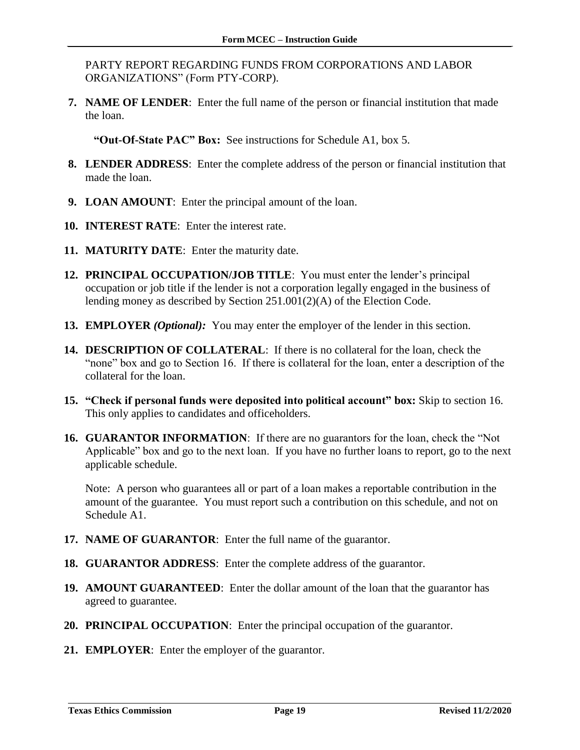PARTY REPORT REGARDING FUNDS FROM CORPORATIONS AND LABOR ORGANIZATIONS" (Form PTY-CORP).

7. **NAME OF LENDER**: Enter the full name of the person or financial institution that made the loan.

   **"Out-Of-State PAC" Box:** See instructions for Schedule A1, box 5.

8. **LENDER ADDRESS**: Enter the complete address of the person or financial institution that made the loan.

9. **LOAN AMOUNT**: Enter the principal amount of the loan.

10. **INTEREST RATE**: Enter the interest rate.

11. **MATURITY DATE**: Enter the maturity date.

12. **PRINCIPAL OCCUPATION/JOB TITLE**: You must enter the lender's principal occupation or job title if the lender is not a corporation legally engaged in the business of lending money as described by Section 251.001(2)(A) of the Election Code.

13. **EMPLOYER** ***(Optional):*** You may enter the employer of the lender in this section.

14. **DESCRIPTION OF COLLATERAL**: If there is no collateral for the loan, check the "none" box and go to Section 16. If there is collateral for the loan, enter a description of the collateral for the loan.

15. **"Check if personal funds were deposited into political account" box:** Skip to section 16. This only applies to candidates and officeholders.

16. **GUARANTOR INFORMATION**: If there are no guarantors for the loan, check the "Not Applicable" box and go to the next loan. If you have no further loans to report, go to the next applicable schedule.

    Note: A person who guarantees all or part of a loan makes a reportable contribution in the amount of the guarantee. You must report such a contribution on this schedule, and not on Schedule A1.

17. **NAME OF GUARANTOR**: Enter the full name of the guarantor.

18. **GUARANTOR ADDRESS**: Enter the complete address of the guarantor.

19. **AMOUNT GUARANTEED**: Enter the dollar amount of the loan that the guarantor has agreed to guarantee.

20. **PRINCIPAL OCCUPATION**: Enter the principal occupation of the guarantor.

21. **EMPLOYER**: Enter the employer of the guarantor.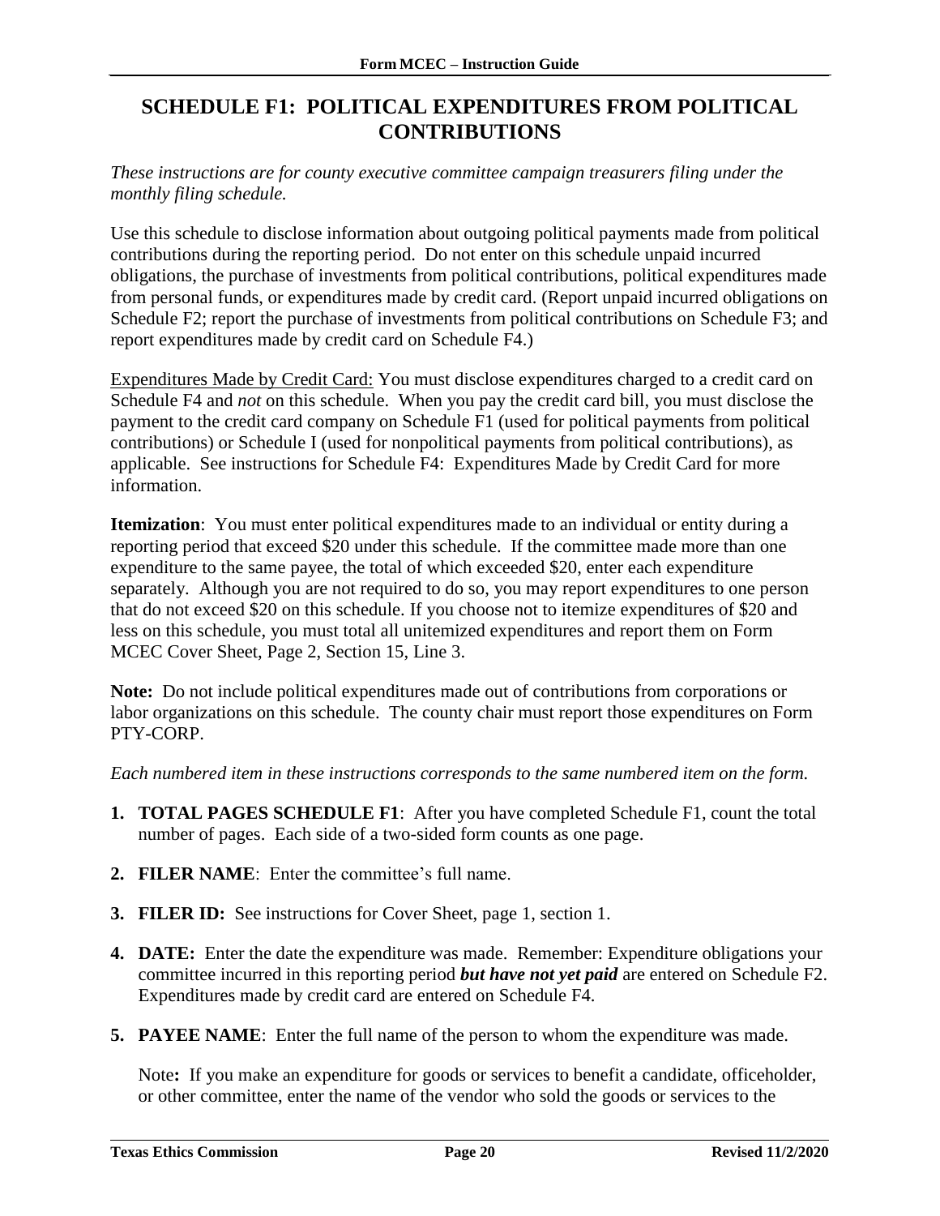# SCHEDULE F1: POLITICAL EXPENDITURES FROM POLITICAL CONTRIBUTIONS

*These instructions are for county executive committee campaign treasurers filing under the monthly filing schedule.*

Use this schedule to disclose information about outgoing political payments made from political contributions during the reporting period. Do not enter on this schedule unpaid incurred obligations, the purchase of investments from political contributions, political expenditures made from personal funds, or expenditures made by credit card. (Report unpaid incurred obligations on Schedule F2; report the purchase of investments from political contributions on Schedule F3; and report expenditures made by credit card on Schedule F4.)

<u>Expenditures Made by Credit Card:</u> You must disclose expenditures charged to a credit card on Schedule F4 and *not* on this schedule. When you pay the credit card bill, you must disclose the payment to the credit card company on Schedule F1 (used for political payments from political contributions) or Schedule I (used for nonpolitical payments from political contributions), as applicable. See instructions for Schedule F4: Expenditures Made by Credit Card for more information.

**Itemization**: You must enter political expenditures made to an individual or entity during a reporting period that exceed $20 under this schedule. If the committee made more than one expenditure to the same payee, the total of which exceeded $20, enter each expenditure separately. Although you are not required to do so, you may report expenditures to one person that do not exceed $20 on this schedule. If you choose not to itemize expenditures of $20 and less on this schedule, you must total all unitemized expenditures and report them on Form MCEC Cover Sheet, Page 2, Section 15, Line 3.

**Note:** Do not include political expenditures made out of contributions from corporations or labor organizations on this schedule. The county chair must report those expenditures on Form PTY-CORP.

*Each numbered item in these instructions corresponds to the same numbered item on the form.*

1. **TOTAL PAGES SCHEDULE F1**: After you have completed Schedule F1, count the total number of pages. Each side of a two-sided form counts as one page.

2. **FILER NAME**: Enter the committee's full name.

3. **FILER ID:** See instructions for Cover Sheet, page 1, section 1.

4. **DATE:** Enter the date the expenditure was made. Remember: Expenditure obligations your committee incurred in this reporting period ***but have not yet paid*** are entered on Schedule F2. Expenditures made by credit card are entered on Schedule F4.

5. **PAYEE NAME**: Enter the full name of the person to whom the expenditure was made.

   Note**:** If you make an expenditure for goods or services to benefit a candidate, officeholder, or other committee, enter the name of the vendor who sold the goods or services to the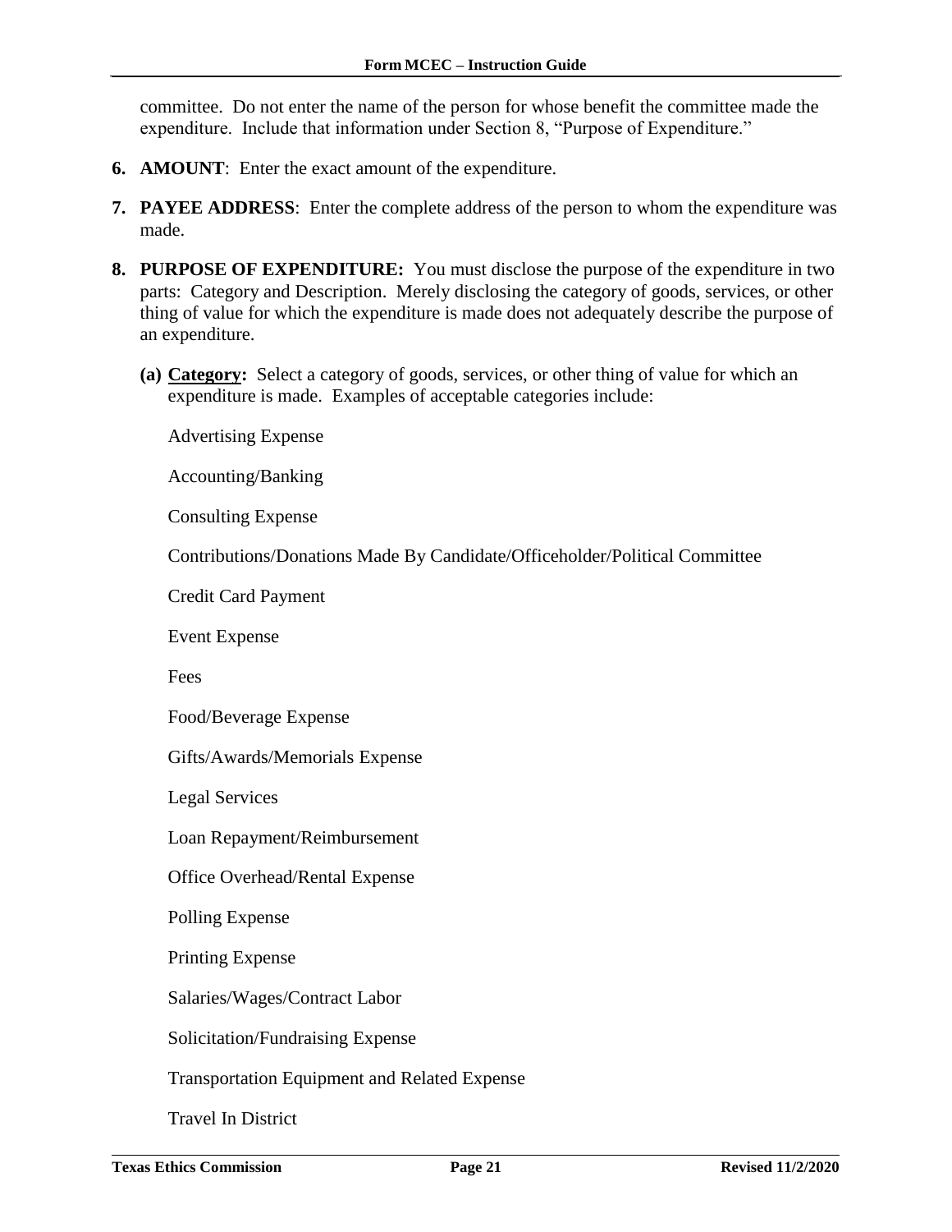committee. Do not enter the name of the person for whose benefit the committee made the expenditure. Include that information under Section 8, "Purpose of Expenditure."

6. **AMOUNT**: Enter the exact amount of the expenditure.

7. **PAYEE ADDRESS**: Enter the complete address of the person to whom the expenditure was made.

8. **PURPOSE OF EXPENDITURE:** You must disclose the purpose of the expenditure in two parts: Category and Description. Merely disclosing the category of goods, services, or other thing of value for which the expenditure is made does not adequately describe the purpose of an expenditure.

   **(a) Category:** Select a category of goods, services, or other thing of value for which an expenditure is made. Examples of acceptable categories include:

   Advertising Expense

   Accounting/Banking

   Consulting Expense

   Contributions/Donations Made By Candidate/Officeholder/Political Committee

   Credit Card Payment

   Event Expense

   Fees

   Food/Beverage Expense

   Gifts/Awards/Memorials Expense

   Legal Services

   Loan Repayment/Reimbursement

   Office Overhead/Rental Expense

   Polling Expense

   Printing Expense

   Salaries/Wages/Contract Labor

   Solicitation/Fundraising Expense

   Transportation Equipment and Related Expense

   Travel In District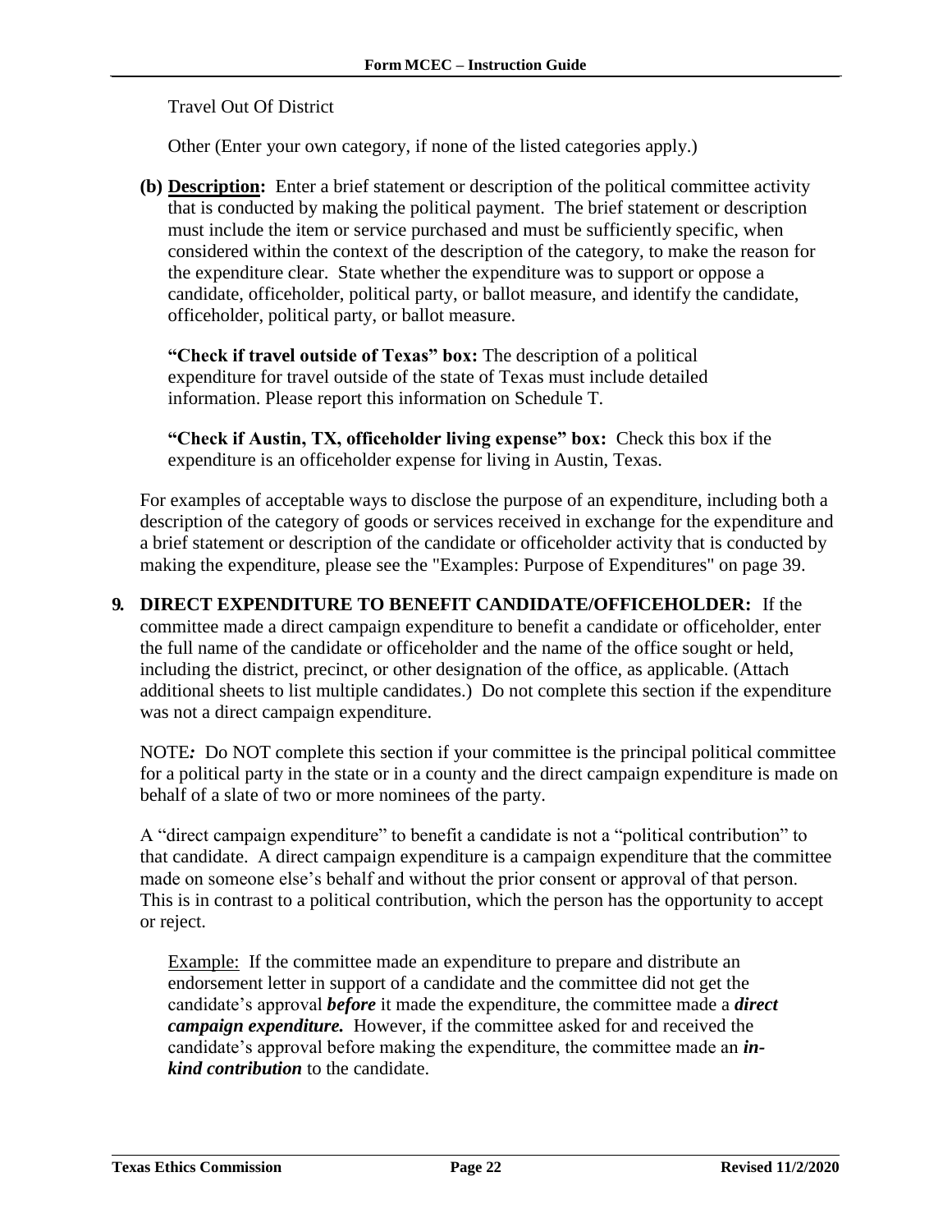Travel Out Of District

Other (Enter your own category, if none of the listed categories apply.)

**(b) Description:** Enter a brief statement or description of the political committee activity that is conducted by making the political payment. The brief statement or description must include the item or service purchased and must be sufficiently specific, when considered within the context of the description of the category, to make the reason for the expenditure clear. State whether the expenditure was to support or oppose a candidate, officeholder, political party, or ballot measure, and identify the candidate, officeholder, political party, or ballot measure.

**"Check if travel outside of Texas" box:** The description of a political expenditure for travel outside of the state of Texas must include detailed information. Please report this information on Schedule T.

**"Check if Austin, TX, officeholder living expense" box:** Check this box if the expenditure is an officeholder expense for living in Austin, Texas.

For examples of acceptable ways to disclose the purpose of an expenditure, including both a description of the category of goods or services received in exchange for the expenditure and a brief statement or description of the candidate or officeholder activity that is conducted by making the expenditure, please see the "Examples: Purpose of Expenditures" on page 39.

**9. DIRECT EXPENDITURE TO BENEFIT CANDIDATE/OFFICEHOLDER:** If the committee made a direct campaign expenditure to benefit a candidate or officeholder, enter the full name of the candidate or officeholder and the name of the office sought or held, including the district, precinct, or other designation of the office, as applicable. (Attach additional sheets to list multiple candidates.) Do not complete this section if the expenditure was not a direct campaign expenditure.

NOTE*:* Do NOT complete this section if your committee is the principal political committee for a political party in the state or in a county and the direct campaign expenditure is made on behalf of a slate of two or more nominees of the party.

A "direct campaign expenditure" to benefit a candidate is not a "political contribution" to that candidate. A direct campaign expenditure is a campaign expenditure that the committee made on someone else's behalf and without the prior consent or approval of that person. This is in contrast to a political contribution, which the person has the opportunity to accept or reject.

Example: If the committee made an expenditure to prepare and distribute an endorsement letter in support of a candidate and the committee did not get the candidate's approval ***before*** it made the expenditure, the committee made a ***direct campaign expenditure.*** However, if the committee asked for and received the candidate's approval before making the expenditure, the committee made an ***in-kind contribution*** to the candidate.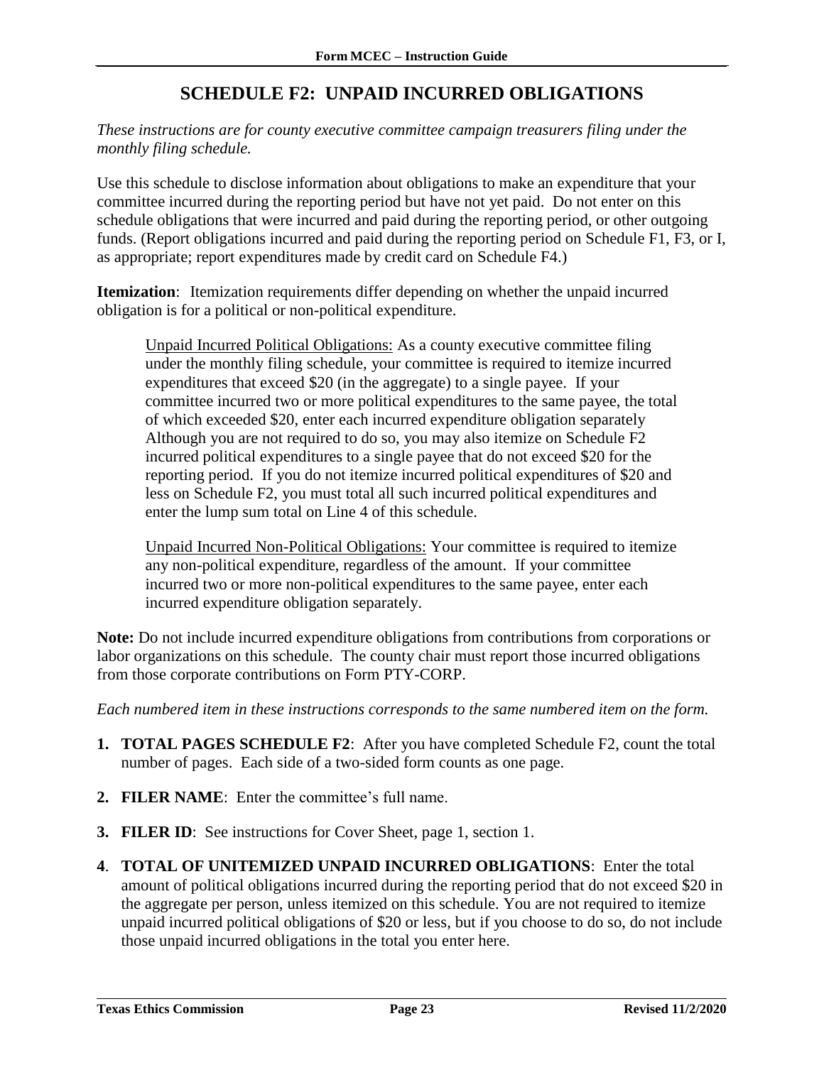# SCHEDULE F2: UNPAID INCURRED OBLIGATIONS

*These instructions are for county executive committee campaign treasurers filing under the monthly filing schedule.*

Use this schedule to disclose information about obligations to make an expenditure that your committee incurred during the reporting period but have not yet paid. Do not enter on this schedule obligations that were incurred and paid during the reporting period, or other outgoing funds. (Report obligations incurred and paid during the reporting period on Schedule F1, F3, or I, as appropriate; report expenditures made by credit card on Schedule F4.)

**Itemization**: Itemization requirements differ depending on whether the unpaid incurred obligation is for a political or non-political expenditure.

> Unpaid Incurred Political Obligations: As a county executive committee filing under the monthly filing schedule, your committee is required to itemize incurred expenditures that exceed \$20 (in the aggregate) to a single payee. If your committee incurred two or more political expenditures to the same payee, the total of which exceeded \$20, enter each incurred expenditure obligation separately Although you are not required to do so, you may also itemize on Schedule F2 incurred political expenditures to a single payee that do not exceed \$20 for the reporting period. If you do not itemize incurred political expenditures of \$20 and less on Schedule F2, you must total all such incurred political expenditures and enter the lump sum total on Line 4 of this schedule.
>
> Unpaid Incurred Non-Political Obligations: Your committee is required to itemize any non-political expenditure, regardless of the amount. If your committee incurred two or more non-political expenditures to the same payee, enter each incurred expenditure obligation separately.

**Note:** Do not include incurred expenditure obligations from contributions from corporations or labor organizations on this schedule. The county chair must report those incurred obligations from those corporate contributions on Form PTY-CORP.

*Each numbered item in these instructions corresponds to the same numbered item on the form.*

1. **TOTAL PAGES SCHEDULE F2**: After you have completed Schedule F2, count the total number of pages. Each side of a two-sided form counts as one page.
2. **FILER NAME**: Enter the committee's full name.
3. **FILER ID**: See instructions for Cover Sheet, page 1, section 1.
4. **TOTAL OF UNITEMIZED UNPAID INCURRED OBLIGATIONS**: Enter the total amount of political obligations incurred during the reporting period that do not exceed \$20 in the aggregate per person, unless itemized on this schedule. You are not required to itemize unpaid incurred political obligations of \$20 or less, but if you choose to do so, do not include those unpaid incurred obligations in the total you enter here.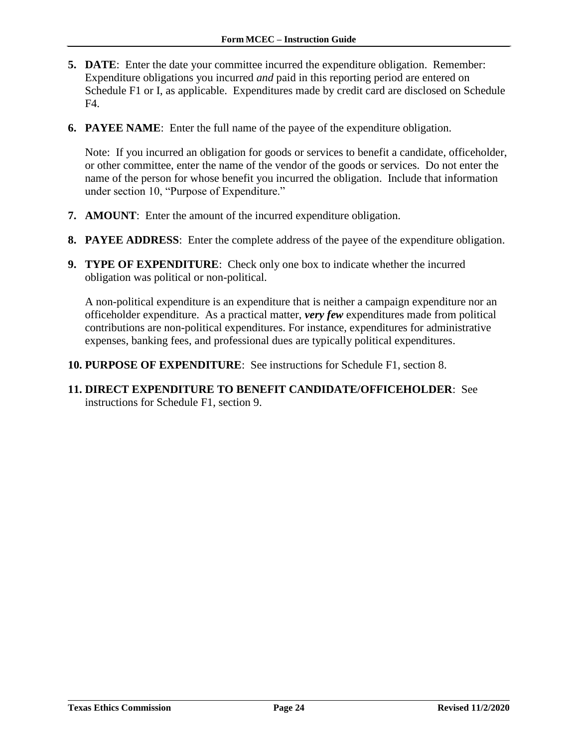5. **DATE**: Enter the date your committee incurred the expenditure obligation. Remember: Expenditure obligations you incurred *and* paid in this reporting period are entered on Schedule F1 or I, as applicable. Expenditures made by credit card are disclosed on Schedule F4.

6. **PAYEE NAME**: Enter the full name of the payee of the expenditure obligation.

   Note: If you incurred an obligation for goods or services to benefit a candidate, officeholder, or other committee, enter the name of the vendor of the goods or services. Do not enter the name of the person for whose benefit you incurred the obligation. Include that information under section 10, "Purpose of Expenditure."

7. **AMOUNT**: Enter the amount of the incurred expenditure obligation.

8. **PAYEE ADDRESS**: Enter the complete address of the payee of the expenditure obligation.

9. **TYPE OF EXPENDITURE**: Check only one box to indicate whether the incurred obligation was political or non-political.

   A non-political expenditure is an expenditure that is neither a campaign expenditure nor an officeholder expenditure. As a practical matter, ***very few*** expenditures made from political contributions are non-political expenditures. For instance, expenditures for administrative expenses, banking fees, and professional dues are typically political expenditures.

10. **PURPOSE OF EXPENDITURE**: See instructions for Schedule F1, section 8.

11. **DIRECT EXPENDITURE TO BENEFIT CANDIDATE/OFFICEHOLDER**: See instructions for Schedule F1, section 9.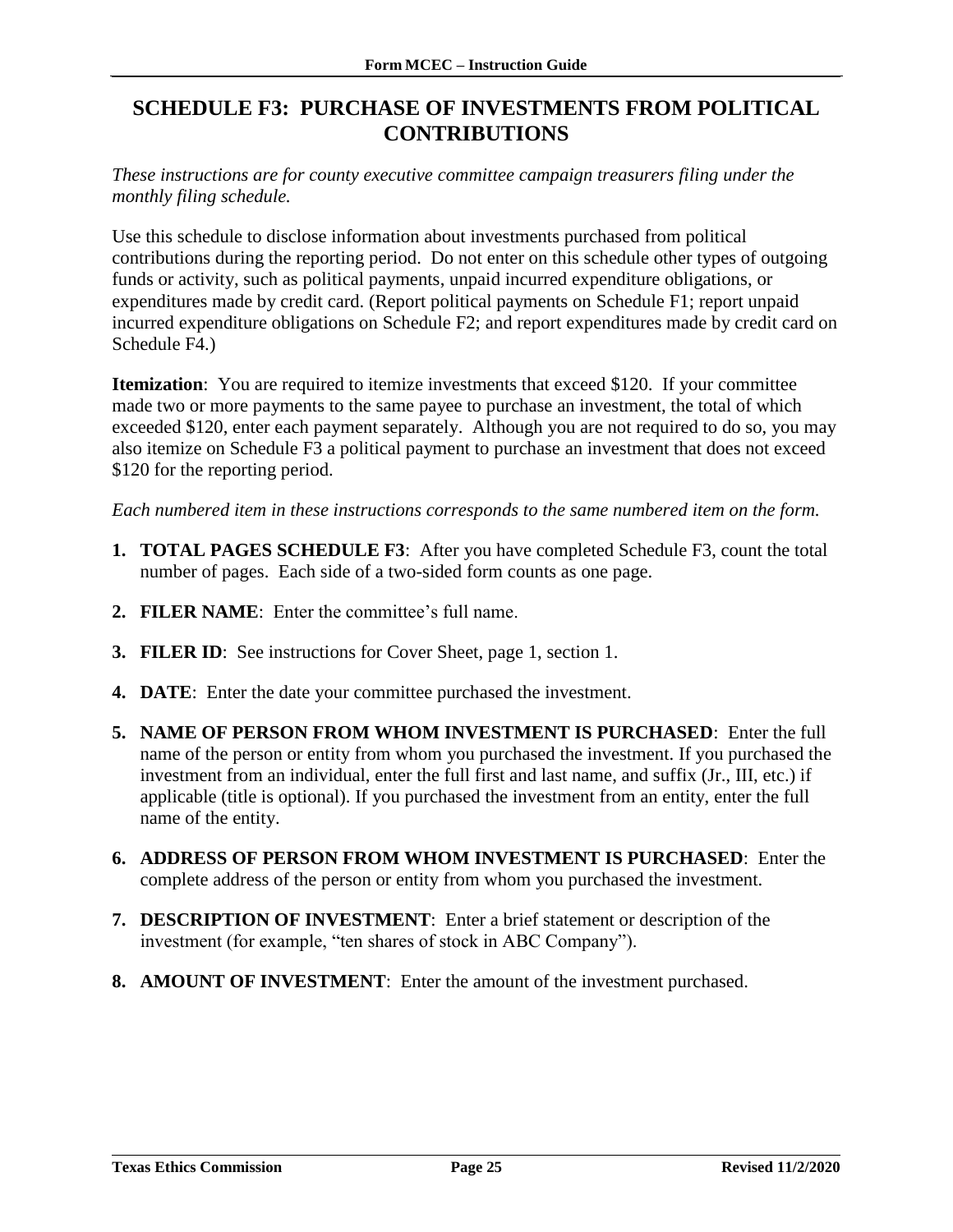## SCHEDULE F3: PURCHASE OF INVESTMENTS FROM POLITICAL CONTRIBUTIONS

*These instructions are for county executive committee campaign treasurers filing under the monthly filing schedule.*

Use this schedule to disclose information about investments purchased from political contributions during the reporting period. Do not enter on this schedule other types of outgoing funds or activity, such as political payments, unpaid incurred expenditure obligations, or expenditures made by credit card. (Report political payments on Schedule F1; report unpaid incurred expenditure obligations on Schedule F2; and report expenditures made by credit card on Schedule F4.)

**Itemization**: You are required to itemize investments that exceed $120. If your committee made two or more payments to the same payee to purchase an investment, the total of which exceeded $120, enter each payment separately. Although you are not required to do so, you may also itemize on Schedule F3 a political payment to purchase an investment that does not exceed $120 for the reporting period.

*Each numbered item in these instructions corresponds to the same numbered item on the form.*

1. **TOTAL PAGES SCHEDULE F3**: After you have completed Schedule F3, count the total number of pages. Each side of a two-sided form counts as one page.
2. **FILER NAME**: Enter the committee's full name.
3. **FILER ID**: See instructions for Cover Sheet, page 1, section 1.
4. **DATE**: Enter the date your committee purchased the investment.
5. **NAME OF PERSON FROM WHOM INVESTMENT IS PURCHASED**: Enter the full name of the person or entity from whom you purchased the investment. If you purchased the investment from an individual, enter the full first and last name, and suffix (Jr., III, etc.) if applicable (title is optional). If you purchased the investment from an entity, enter the full name of the entity.
6. **ADDRESS OF PERSON FROM WHOM INVESTMENT IS PURCHASED**: Enter the complete address of the person or entity from whom you purchased the investment.
7. **DESCRIPTION OF INVESTMENT**: Enter a brief statement or description of the investment (for example, "ten shares of stock in ABC Company").
8. **AMOUNT OF INVESTMENT**: Enter the amount of the investment purchased.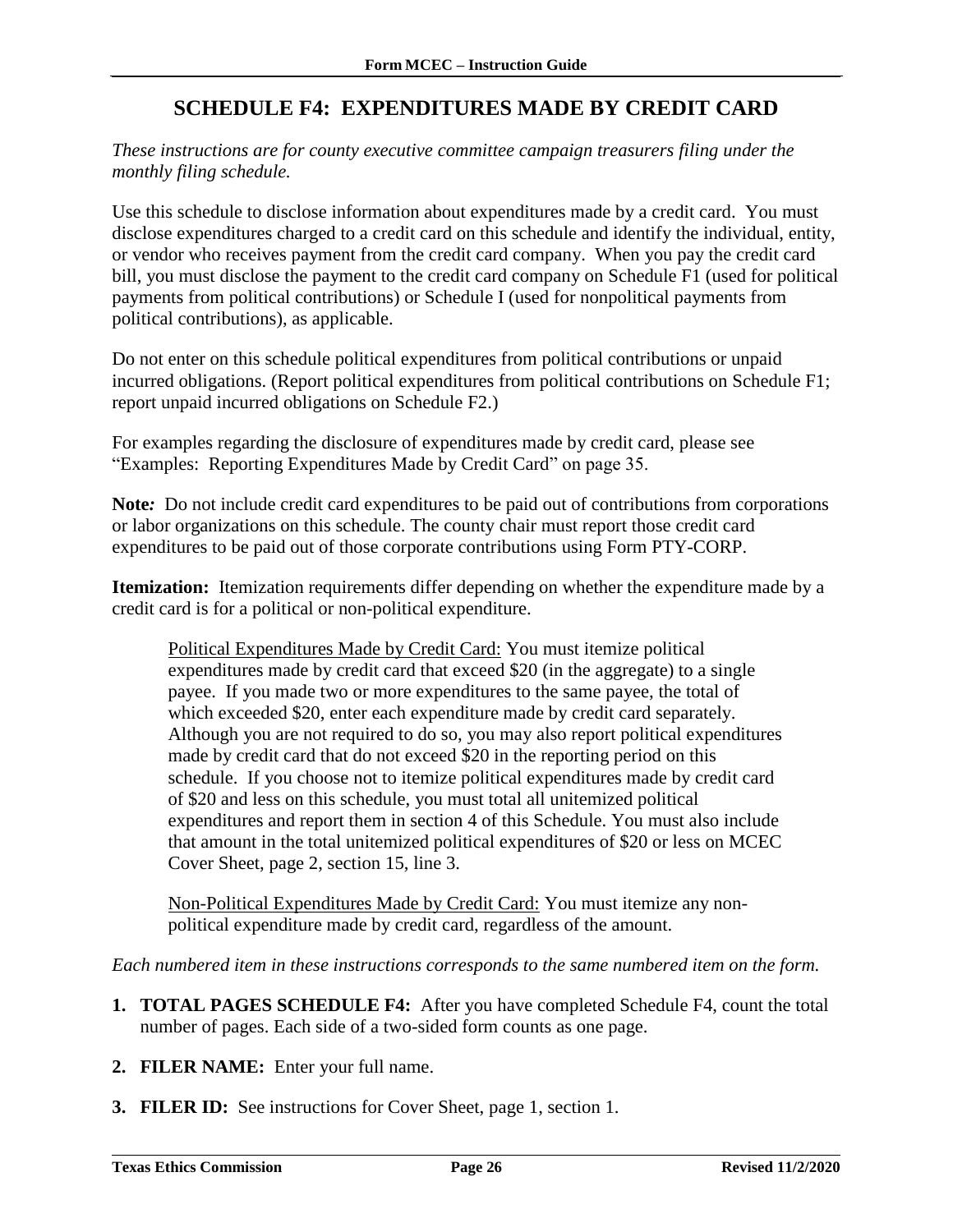## SCHEDULE F4: EXPENDITURES MADE BY CREDIT CARD

*These instructions are for county executive committee campaign treasurers filing under the monthly filing schedule.*

Use this schedule to disclose information about expenditures made by a credit card. You must disclose expenditures charged to a credit card on this schedule and identify the individual, entity, or vendor who receives payment from the credit card company. When you pay the credit card bill, you must disclose the payment to the credit card company on Schedule F1 (used for political payments from political contributions) or Schedule I (used for nonpolitical payments from political contributions), as applicable.

Do not enter on this schedule political expenditures from political contributions or unpaid incurred obligations. (Report political expenditures from political contributions on Schedule F1; report unpaid incurred obligations on Schedule F2.)

For examples regarding the disclosure of expenditures made by credit card, please see "Examples: Reporting Expenditures Made by Credit Card" on page 35.

**Note:** Do not include credit card expenditures to be paid out of contributions from corporations or labor organizations on this schedule. The county chair must report those credit card expenditures to be paid out of those corporate contributions using Form PTY-CORP.

**Itemization:** Itemization requirements differ depending on whether the expenditure made by a credit card is for a political or non-political expenditure.

> Political Expenditures Made by Credit Card: You must itemize political expenditures made by credit card that exceed \$20 (in the aggregate) to a single payee. If you made two or more expenditures to the same payee, the total of which exceeded \$20, enter each expenditure made by credit card separately. Although you are not required to do so, you may also report political expenditures made by credit card that do not exceed \$20 in the reporting period on this schedule. If you choose not to itemize political expenditures made by credit card of \$20 and less on this schedule, you must total all unitemized political expenditures and report them in section 4 of this Schedule. You must also include that amount in the total unitemized political expenditures of \$20 or less on MCEC Cover Sheet, page 2, section 15, line 3.
>
> Non-Political Expenditures Made by Credit Card: You must itemize any non-political expenditure made by credit card, regardless of the amount.

*Each numbered item in these instructions corresponds to the same numbered item on the form.*

1. **TOTAL PAGES SCHEDULE F4:** After you have completed Schedule F4, count the total number of pages. Each side of a two-sided form counts as one page.
2. **FILER NAME:** Enter your full name.
3. **FILER ID:** See instructions for Cover Sheet, page 1, section 1.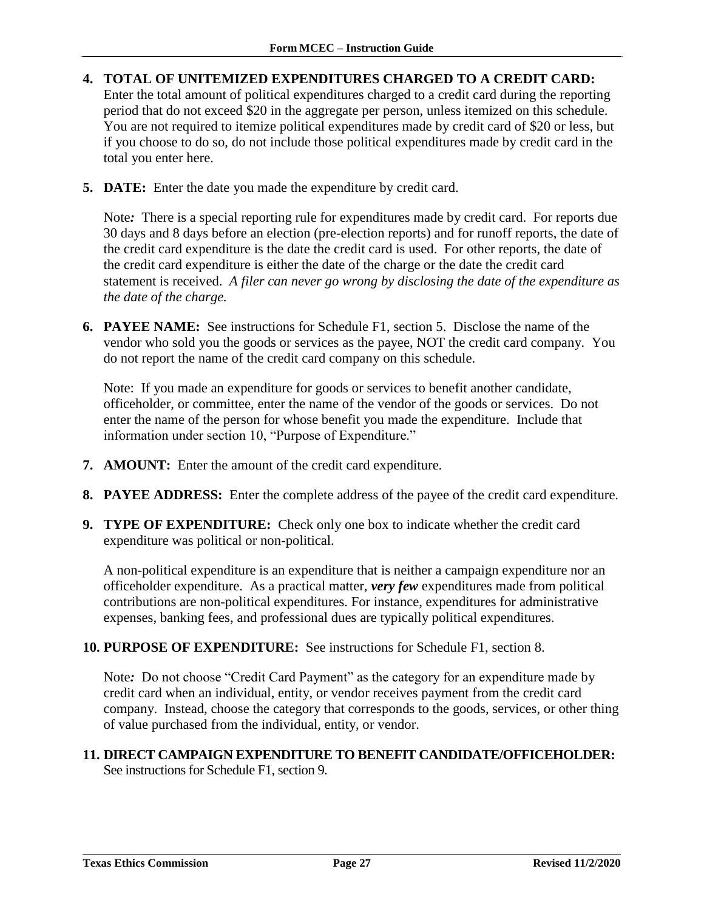**4. TOTAL OF UNITEMIZED EXPENDITURES CHARGED TO A CREDIT CARD:** Enter the total amount of political expenditures charged to a credit card during the reporting period that do not exceed $20 in the aggregate per person, unless itemized on this schedule. You are not required to itemize political expenditures made by credit card of $20 or less, but if you choose to do so, do not include those political expenditures made by credit card in the total you enter here.

**5. DATE:** Enter the date you made the expenditure by credit card.

Note*:* There is a special reporting rule for expenditures made by credit card. For reports due 30 days and 8 days before an election (pre-election reports) and for runoff reports, the date of the credit card expenditure is the date the credit card is used. For other reports, the date of the credit card expenditure is either the date of the charge or the date the credit card statement is received. *A filer can never go wrong by disclosing the date of the expenditure as the date of the charge.*

**6. PAYEE NAME:** See instructions for Schedule F1, section 5. Disclose the name of the vendor who sold you the goods or services as the payee, NOT the credit card company. You do not report the name of the credit card company on this schedule.

Note: If you made an expenditure for goods or services to benefit another candidate, officeholder, or committee, enter the name of the vendor of the goods or services. Do not enter the name of the person for whose benefit you made the expenditure. Include that information under section 10, "Purpose of Expenditure."

**7. AMOUNT:** Enter the amount of the credit card expenditure.

**8. PAYEE ADDRESS:** Enter the complete address of the payee of the credit card expenditure.

**9. TYPE OF EXPENDITURE:** Check only one box to indicate whether the credit card expenditure was political or non-political.

A non-political expenditure is an expenditure that is neither a campaign expenditure nor an officeholder expenditure. As a practical matter, ***very few*** expenditures made from political contributions are non-political expenditures. For instance, expenditures for administrative expenses, banking fees, and professional dues are typically political expenditures.

**10. PURPOSE OF EXPENDITURE:** See instructions for Schedule F1, section 8.

Note*:* Do not choose "Credit Card Payment" as the category for an expenditure made by credit card when an individual, entity, or vendor receives payment from the credit card company. Instead, choose the category that corresponds to the goods, services, or other thing of value purchased from the individual, entity, or vendor.

**11. DIRECT CAMPAIGN EXPENDITURE TO BENEFIT CANDIDATE/OFFICEHOLDER:** See instructions for Schedule F1, section 9.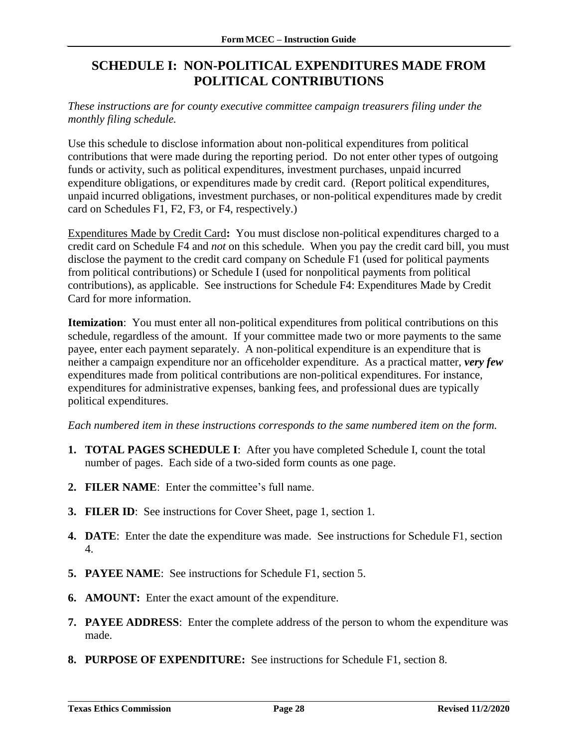# SCHEDULE I: NON-POLITICAL EXPENDITURES MADE FROM POLITICAL CONTRIBUTIONS

*These instructions are for county executive committee campaign treasurers filing under the monthly filing schedule.*

Use this schedule to disclose information about non-political expenditures from political contributions that were made during the reporting period. Do not enter other types of outgoing funds or activity, such as political expenditures, investment purchases, unpaid incurred expenditure obligations, or expenditures made by credit card. (Report political expenditures, unpaid incurred obligations, investment purchases, or non-political expenditures made by credit card on Schedules F1, F2, F3, or F4, respectively.)

<u>Expenditures Made by Credit Card</u>**:** You must disclose non-political expenditures charged to a credit card on Schedule F4 and *not* on this schedule. When you pay the credit card bill, you must disclose the payment to the credit card company on Schedule F1 (used for political payments from political contributions) or Schedule I (used for nonpolitical payments from political contributions), as applicable. See instructions for Schedule F4: Expenditures Made by Credit Card for more information.

**Itemization**: You must enter all non-political expenditures from political contributions on this schedule, regardless of the amount. If your committee made two or more payments to the same payee, enter each payment separately. A non-political expenditure is an expenditure that is neither a campaign expenditure nor an officeholder expenditure. As a practical matter, ***very few*** expenditures made from political contributions are non-political expenditures. For instance, expenditures for administrative expenses, banking fees, and professional dues are typically political expenditures.

*Each numbered item in these instructions corresponds to the same numbered item on the form.*

1. **TOTAL PAGES SCHEDULE I**: After you have completed Schedule I, count the total number of pages. Each side of a two-sided form counts as one page.
2. **FILER NAME**: Enter the committee's full name.
3. **FILER ID**: See instructions for Cover Sheet, page 1, section 1.
4. **DATE**: Enter the date the expenditure was made. See instructions for Schedule F1, section 4.
5. **PAYEE NAME**: See instructions for Schedule F1, section 5.
6. **AMOUNT:** Enter the exact amount of the expenditure.
7. **PAYEE ADDRESS**: Enter the complete address of the person to whom the expenditure was made.
8. **PURPOSE OF EXPENDITURE:** See instructions for Schedule F1, section 8.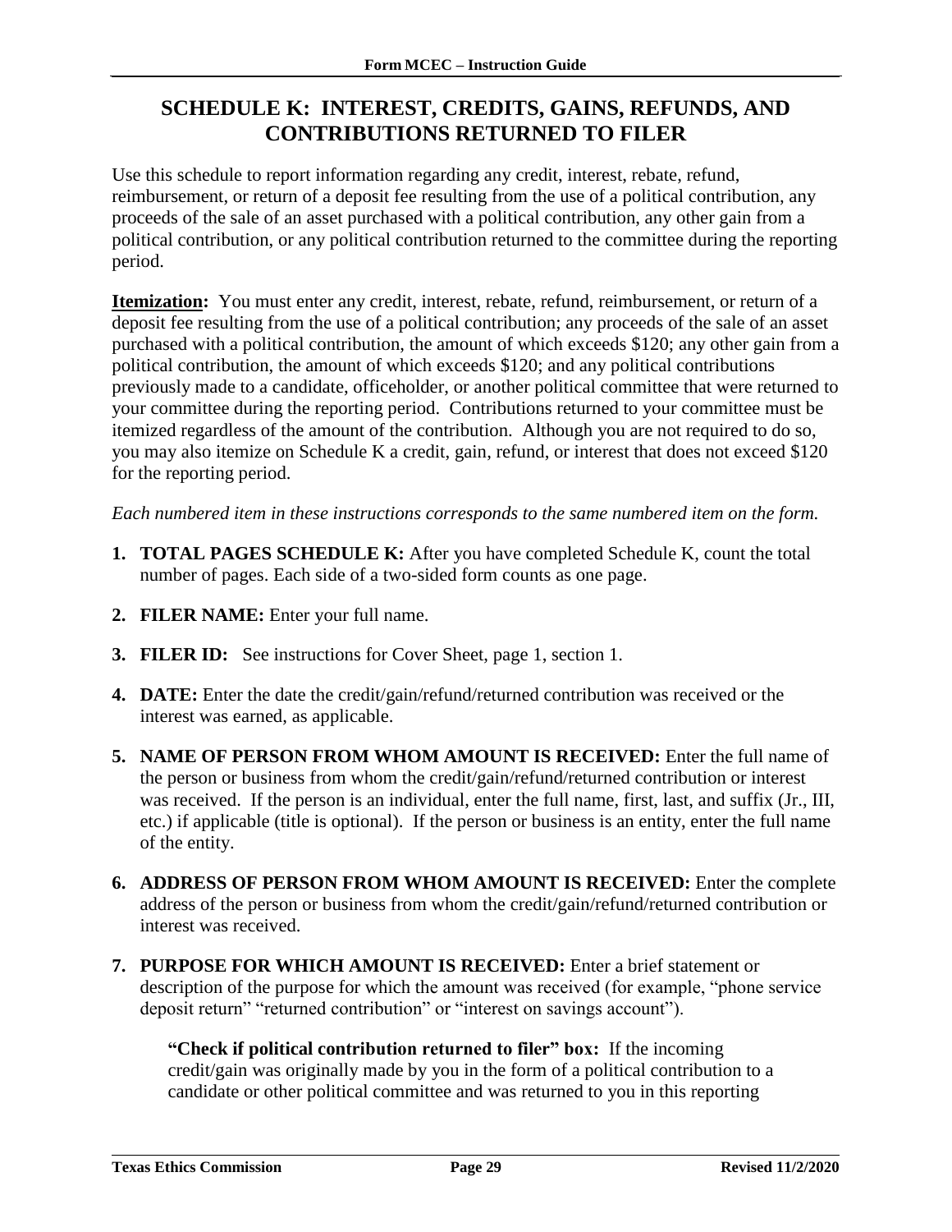# SCHEDULE K: INTEREST, CREDITS, GAINS, REFUNDS, AND CONTRIBUTIONS RETURNED TO FILER

Use this schedule to report information regarding any credit, interest, rebate, refund, reimbursement, or return of a deposit fee resulting from the use of a political contribution, any proceeds of the sale of an asset purchased with a political contribution, any other gain from a political contribution, or any political contribution returned to the committee during the reporting period.

**Itemization:** You must enter any credit, interest, rebate, refund, reimbursement, or return of a deposit fee resulting from the use of a political contribution; any proceeds of the sale of an asset purchased with a political contribution, the amount of which exceeds $120; any other gain from a political contribution, the amount of which exceeds $120; and any political contributions previously made to a candidate, officeholder, or another political committee that were returned to your committee during the reporting period. Contributions returned to your committee must be itemized regardless of the amount of the contribution. Although you are not required to do so, you may also itemize on Schedule K a credit, gain, refund, or interest that does not exceed $120 for the reporting period.

*Each numbered item in these instructions corresponds to the same numbered item on the form.*

1. **TOTAL PAGES SCHEDULE K:** After you have completed Schedule K, count the total number of pages. Each side of a two-sided form counts as one page.

2. **FILER NAME:** Enter your full name.

3. **FILER ID:** See instructions for Cover Sheet, page 1, section 1.

4. **DATE:** Enter the date the credit/gain/refund/returned contribution was received or the interest was earned, as applicable.

5. **NAME OF PERSON FROM WHOM AMOUNT IS RECEIVED:** Enter the full name of the person or business from whom the credit/gain/refund/returned contribution or interest was received. If the person is an individual, enter the full name, first, last, and suffix (Jr., III, etc.) if applicable (title is optional). If the person or business is an entity, enter the full name of the entity.

6. **ADDRESS OF PERSON FROM WHOM AMOUNT IS RECEIVED:** Enter the complete address of the person or business from whom the credit/gain/refund/returned contribution or interest was received.

7. **PURPOSE FOR WHICH AMOUNT IS RECEIVED:** Enter a brief statement or description of the purpose for which the amount was received (for example, "phone service deposit return" "returned contribution" or "interest on savings account").

   **"Check if political contribution returned to filer" box:** If the incoming credit/gain was originally made by you in the form of a political contribution to a candidate or other political committee and was returned to you in this reporting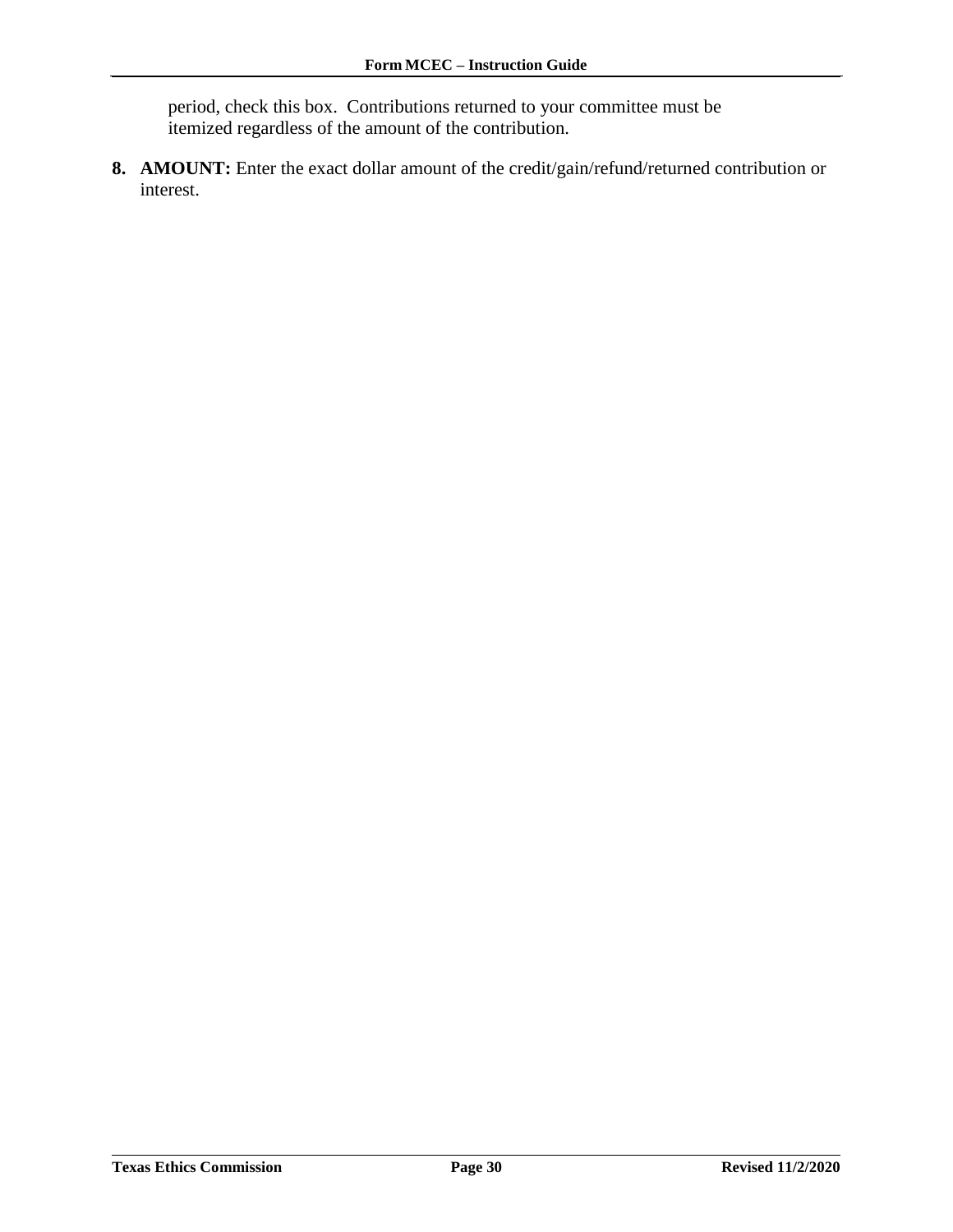period, check this box. Contributions returned to your committee must be itemized regardless of the amount of the contribution.

8. **AMOUNT:** Enter the exact dollar amount of the credit/gain/refund/returned contribution or interest.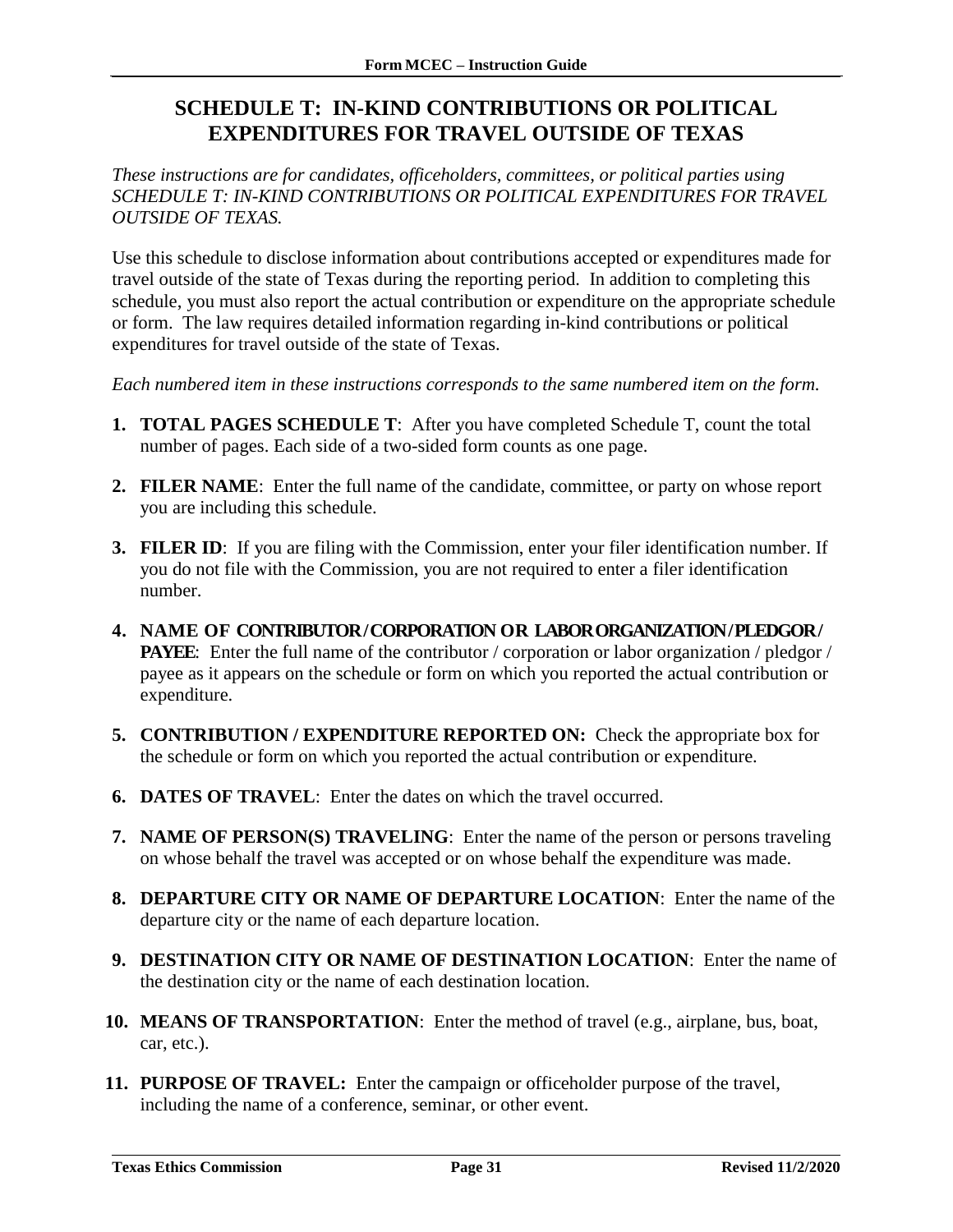# SCHEDULE T: IN-KIND CONTRIBUTIONS OR POLITICAL EXPENDITURES FOR TRAVEL OUTSIDE OF TEXAS

*These instructions are for candidates, officeholders, committees, or political parties using SCHEDULE T: IN-KIND CONTRIBUTIONS OR POLITICAL EXPENDITURES FOR TRAVEL OUTSIDE OF TEXAS.*

Use this schedule to disclose information about contributions accepted or expenditures made for travel outside of the state of Texas during the reporting period. In addition to completing this schedule, you must also report the actual contribution or expenditure on the appropriate schedule or form. The law requires detailed information regarding in-kind contributions or political expenditures for travel outside of the state of Texas.

*Each numbered item in these instructions corresponds to the same numbered item on the form.*

1. **TOTAL PAGES SCHEDULE T**: After you have completed Schedule T, count the total number of pages. Each side of a two-sided form counts as one page.
2. **FILER NAME**: Enter the full name of the candidate, committee, or party on whose report you are including this schedule.
3. **FILER ID**: If you are filing with the Commission, enter your filer identification number. If you do not file with the Commission, you are not required to enter a filer identification number.
4. **NAME OF CONTRIBUTOR / CORPORATION OR LABOR ORGANIZATION / PLEDGOR / PAYEE**: Enter the full name of the contributor / corporation or labor organization / pledgor / payee as it appears on the schedule or form on which you reported the actual contribution or expenditure.
5. **CONTRIBUTION / EXPENDITURE REPORTED ON:** Check the appropriate box for the schedule or form on which you reported the actual contribution or expenditure.
6. **DATES OF TRAVEL**: Enter the dates on which the travel occurred.
7. **NAME OF PERSON(S) TRAVELING**: Enter the name of the person or persons traveling on whose behalf the travel was accepted or on whose behalf the expenditure was made.
8. **DEPARTURE CITY OR NAME OF DEPARTURE LOCATION**: Enter the name of the departure city or the name of each departure location.
9. **DESTINATION CITY OR NAME OF DESTINATION LOCATION**: Enter the name of the destination city or the name of each destination location.
10. **MEANS OF TRANSPORTATION**: Enter the method of travel (e.g., airplane, bus, boat, car, etc.).
11. **PURPOSE OF TRAVEL:** Enter the campaign or officeholder purpose of the travel, including the name of a conference, seminar, or other event.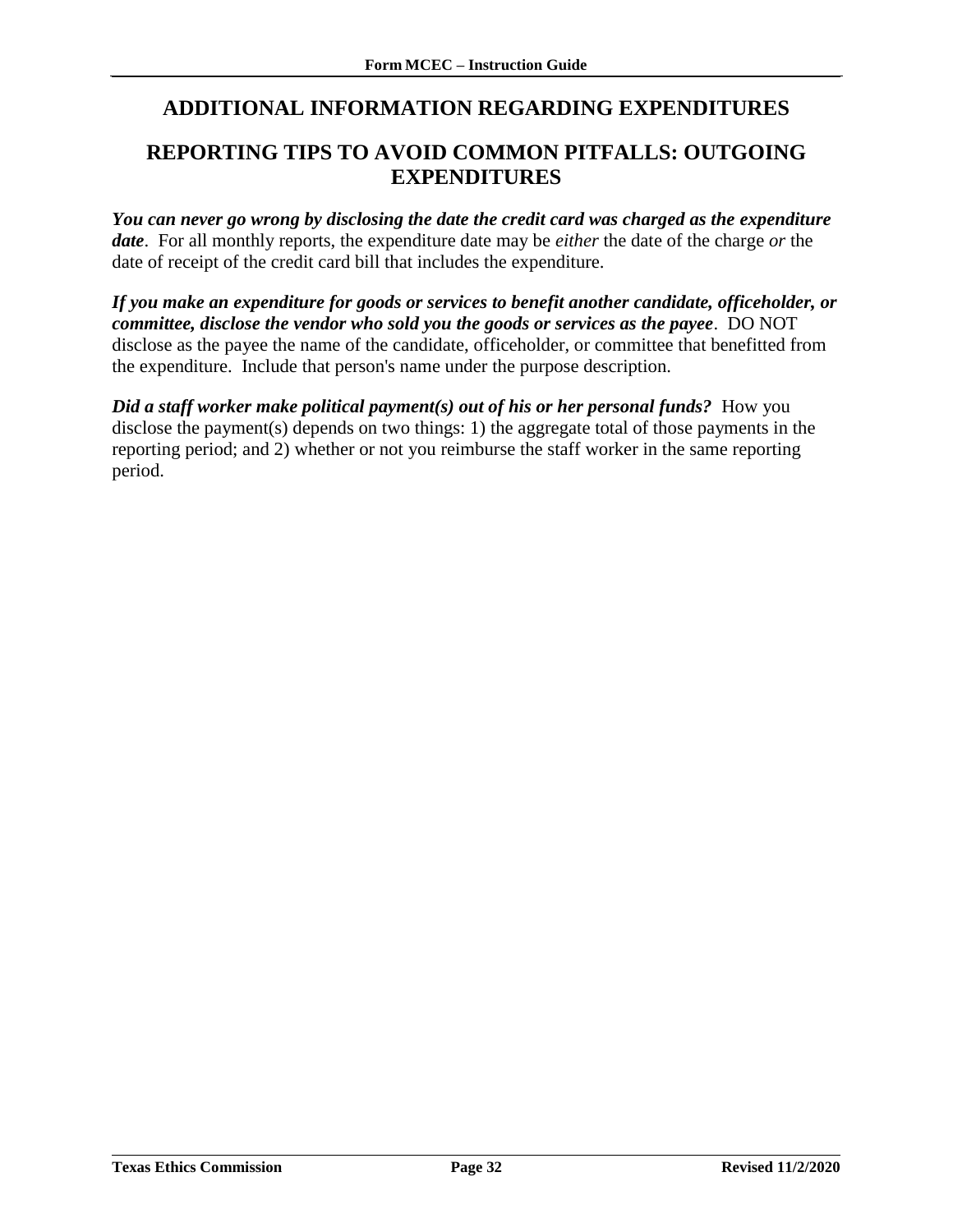# ADDITIONAL INFORMATION REGARDING EXPENDITURES

## REPORTING TIPS TO AVOID COMMON PITFALLS: OUTGOING EXPENDITURES

***You can never go wrong by disclosing the date the credit card was charged as the expenditure date***. For all monthly reports, the expenditure date may be *either* the date of the charge *or* the date of receipt of the credit card bill that includes the expenditure.

***If you make an expenditure for goods or services to benefit another candidate, officeholder, or committee, disclose the vendor who sold you the goods or services as the payee***. DO NOT disclose as the payee the name of the candidate, officeholder, or committee that benefitted from the expenditure. Include that person's name under the purpose description.

***Did a staff worker make political payment(s) out of his or her personal funds?*** How you disclose the payment(s) depends on two things: 1) the aggregate total of those payments in the reporting period; and 2) whether or not you reimburse the staff worker in the same reporting period.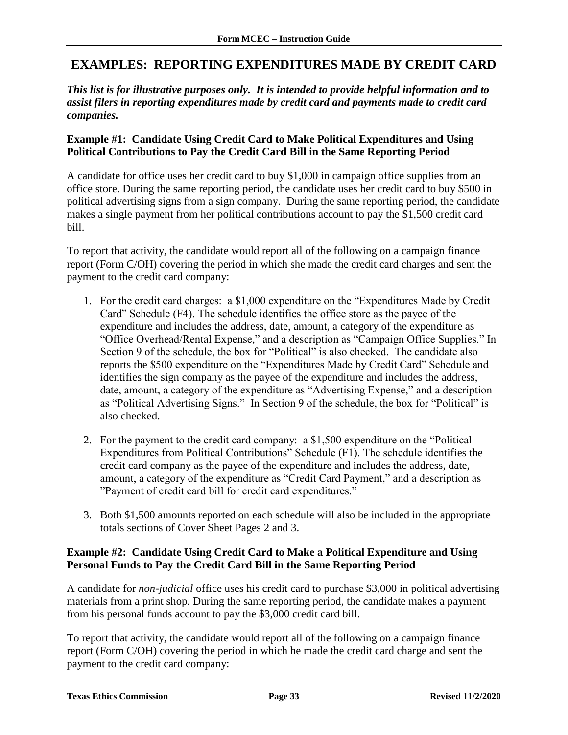## EXAMPLES: REPORTING EXPENDITURES MADE BY CREDIT CARD

***This list is for illustrative purposes only. It is intended to provide helpful information and to assist filers in reporting expenditures made by credit card and payments made to credit card companies.***

**Example #1: Candidate Using Credit Card to Make Political Expenditures and Using Political Contributions to Pay the Credit Card Bill in the Same Reporting Period**

A candidate for office uses her credit card to buy $1,000 in campaign office supplies from an office store. During the same reporting period, the candidate uses her credit card to buy $500 in political advertising signs from a sign company. During the same reporting period, the candidate makes a single payment from her political contributions account to pay the $1,500 credit card bill.

To report that activity, the candidate would report all of the following on a campaign finance report (Form C/OH) covering the period in which she made the credit card charges and sent the payment to the credit card company:

1. For the credit card charges: a $1,000 expenditure on the "Expenditures Made by Credit Card" Schedule (F4). The schedule identifies the office store as the payee of the expenditure and includes the address, date, amount, a category of the expenditure as "Office Overhead/Rental Expense," and a description as "Campaign Office Supplies." In Section 9 of the schedule, the box for "Political" is also checked. The candidate also reports the $500 expenditure on the "Expenditures Made by Credit Card" Schedule and identifies the sign company as the payee of the expenditure and includes the address, date, amount, a category of the expenditure as "Advertising Expense," and a description as "Political Advertising Signs." In Section 9 of the schedule, the box for "Political" is also checked.

2. For the payment to the credit card company: a $1,500 expenditure on the "Political Expenditures from Political Contributions" Schedule (F1). The schedule identifies the credit card company as the payee of the expenditure and includes the address, date, amount, a category of the expenditure as "Credit Card Payment," and a description as "Payment of credit card bill for credit card expenditures."

3. Both $1,500 amounts reported on each schedule will also be included in the appropriate totals sections of Cover Sheet Pages 2 and 3.

**Example #2: Candidate Using Credit Card to Make a Political Expenditure and Using Personal Funds to Pay the Credit Card Bill in the Same Reporting Period**

A candidate for *non-judicial* office uses his credit card to purchase $3,000 in political advertising materials from a print shop. During the same reporting period, the candidate makes a payment from his personal funds account to pay the $3,000 credit card bill.

To report that activity, the candidate would report all of the following on a campaign finance report (Form C/OH) covering the period in which he made the credit card charge and sent the payment to the credit card company: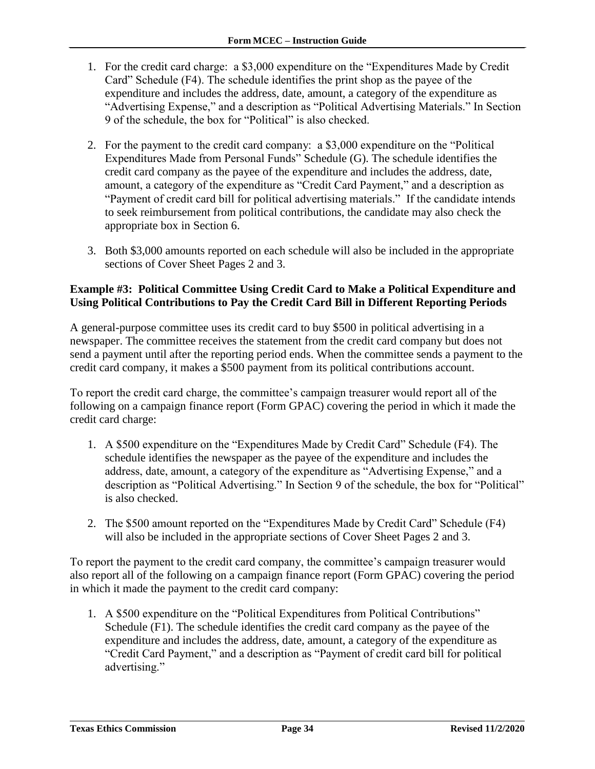1. For the credit card charge: a $3,000 expenditure on the "Expenditures Made by Credit Card" Schedule (F4). The schedule identifies the print shop as the payee of the expenditure and includes the address, date, amount, a category of the expenditure as "Advertising Expense," and a description as "Political Advertising Materials." In Section 9 of the schedule, the box for "Political" is also checked.

2. For the payment to the credit card company: a $3,000 expenditure on the "Political Expenditures Made from Personal Funds" Schedule (G). The schedule identifies the credit card company as the payee of the expenditure and includes the address, date, amount, a category of the expenditure as "Credit Card Payment," and a description as "Payment of credit card bill for political advertising materials." If the candidate intends to seek reimbursement from political contributions, the candidate may also check the appropriate box in Section 6.

3. Both $3,000 amounts reported on each schedule will also be included in the appropriate sections of Cover Sheet Pages 2 and 3.

**Example #3: Political Committee Using Credit Card to Make a Political Expenditure and Using Political Contributions to Pay the Credit Card Bill in Different Reporting Periods**

A general-purpose committee uses its credit card to buy $500 in political advertising in a newspaper. The committee receives the statement from the credit card company but does not send a payment until after the reporting period ends. When the committee sends a payment to the credit card company, it makes a $500 payment from its political contributions account.

To report the credit card charge, the committee's campaign treasurer would report all of the following on a campaign finance report (Form GPAC) covering the period in which it made the credit card charge:

1. A $500 expenditure on the "Expenditures Made by Credit Card" Schedule (F4). The schedule identifies the newspaper as the payee of the expenditure and includes the address, date, amount, a category of the expenditure as "Advertising Expense," and a description as "Political Advertising." In Section 9 of the schedule, the box for "Political" is also checked.

2. The $500 amount reported on the "Expenditures Made by Credit Card" Schedule (F4) will also be included in the appropriate sections of Cover Sheet Pages 2 and 3.

To report the payment to the credit card company, the committee's campaign treasurer would also report all of the following on a campaign finance report (Form GPAC) covering the period in which it made the payment to the credit card company:

1. A $500 expenditure on the "Political Expenditures from Political Contributions" Schedule (F1). The schedule identifies the credit card company as the payee of the expenditure and includes the address, date, amount, a category of the expenditure as "Credit Card Payment," and a description as "Payment of credit card bill for political advertising."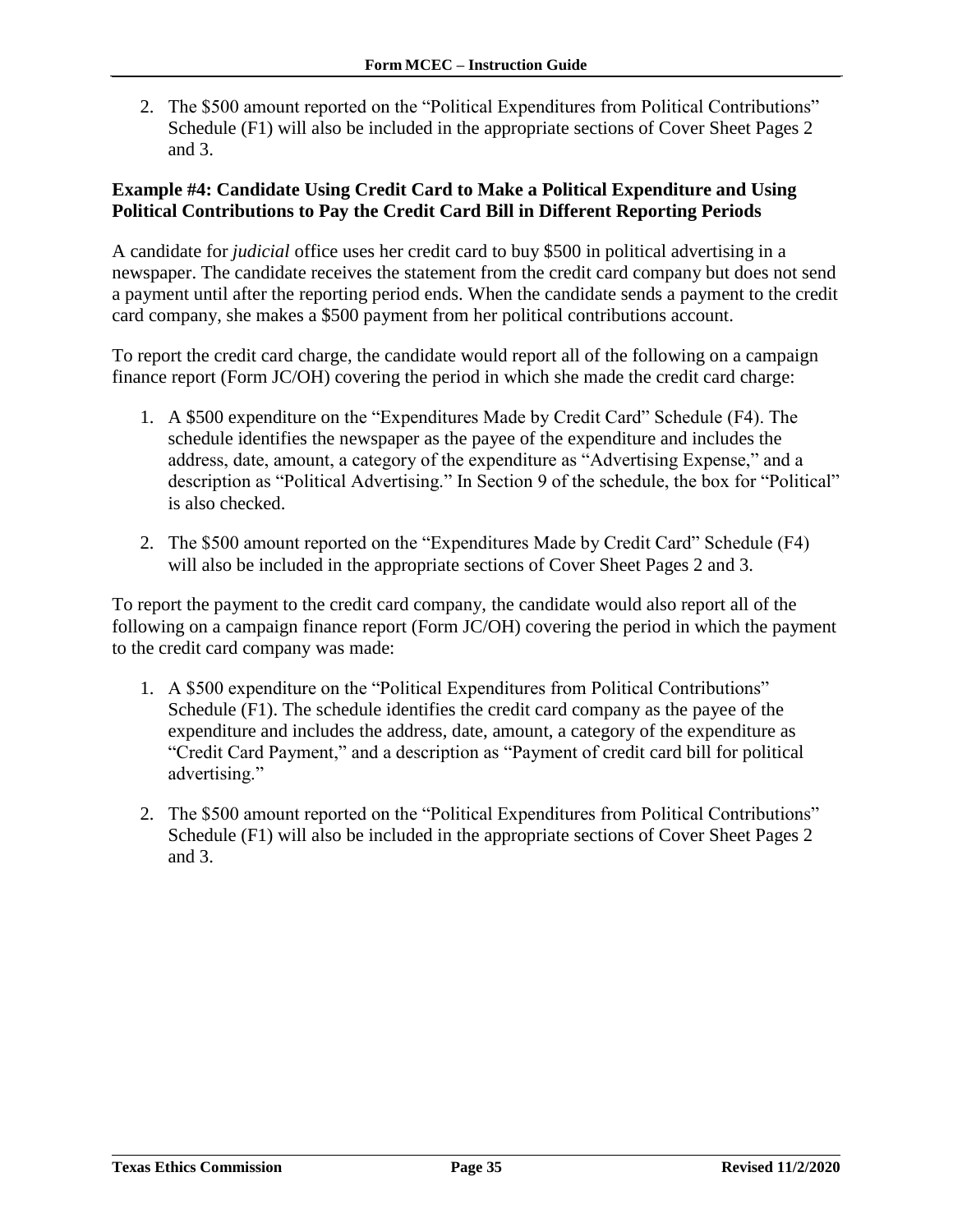2. The $500 amount reported on the "Political Expenditures from Political Contributions" Schedule (F1) will also be included in the appropriate sections of Cover Sheet Pages 2 and 3.

**Example #4: Candidate Using Credit Card to Make a Political Expenditure and Using Political Contributions to Pay the Credit Card Bill in Different Reporting Periods**

A candidate for *judicial* office uses her credit card to buy $500 in political advertising in a newspaper. The candidate receives the statement from the credit card company but does not send a payment until after the reporting period ends. When the candidate sends a payment to the credit card company, she makes a $500 payment from her political contributions account.

To report the credit card charge, the candidate would report all of the following on a campaign finance report (Form JC/OH) covering the period in which she made the credit card charge:

1. A $500 expenditure on the "Expenditures Made by Credit Card" Schedule (F4). The schedule identifies the newspaper as the payee of the expenditure and includes the address, date, amount, a category of the expenditure as "Advertising Expense," and a description as "Political Advertising." In Section 9 of the schedule, the box for "Political" is also checked.

2. The $500 amount reported on the "Expenditures Made by Credit Card" Schedule (F4) will also be included in the appropriate sections of Cover Sheet Pages 2 and 3.

To report the payment to the credit card company, the candidate would also report all of the following on a campaign finance report (Form JC/OH) covering the period in which the payment to the credit card company was made:

1. A $500 expenditure on the "Political Expenditures from Political Contributions" Schedule (F1). The schedule identifies the credit card company as the payee of the expenditure and includes the address, date, amount, a category of the expenditure as "Credit Card Payment," and a description as "Payment of credit card bill for political advertising."

2. The $500 amount reported on the "Political Expenditures from Political Contributions" Schedule (F1) will also be included in the appropriate sections of Cover Sheet Pages 2 and 3.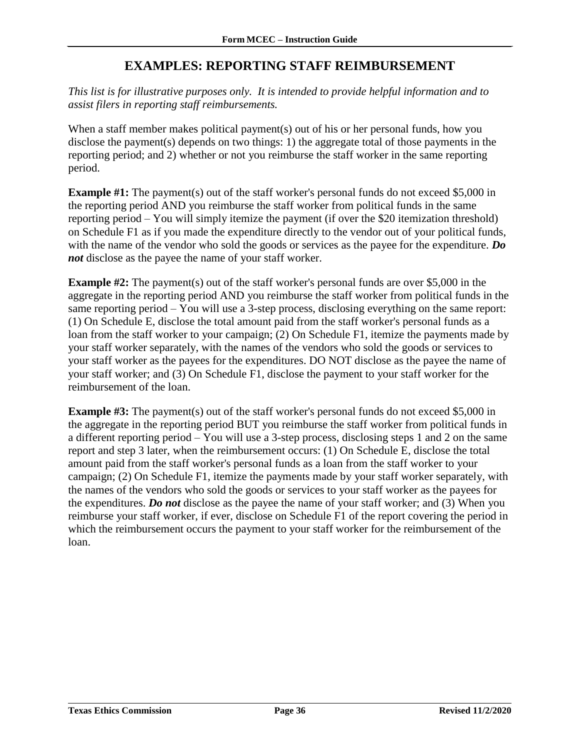# EXAMPLES: REPORTING STAFF REIMBURSEMENT

*This list is for illustrative purposes only. It is intended to provide helpful information and to assist filers in reporting staff reimbursements.*

When a staff member makes political payment(s) out of his or her personal funds, how you disclose the payment(s) depends on two things: 1) the aggregate total of those payments in the reporting period; and 2) whether or not you reimburse the staff worker in the same reporting period.

**Example #1:** The payment(s) out of the staff worker's personal funds do not exceed $5,000 in the reporting period AND you reimburse the staff worker from political funds in the same reporting period – You will simply itemize the payment (if over the $20 itemization threshold) on Schedule F1 as if you made the expenditure directly to the vendor out of your political funds, with the name of the vendor who sold the goods or services as the payee for the expenditure. ***Do not*** disclose as the payee the name of your staff worker.

**Example #2:** The payment(s) out of the staff worker's personal funds are over $5,000 in the aggregate in the reporting period AND you reimburse the staff worker from political funds in the same reporting period – You will use a 3-step process, disclosing everything on the same report: (1) On Schedule E, disclose the total amount paid from the staff worker's personal funds as a loan from the staff worker to your campaign; (2) On Schedule F1, itemize the payments made by your staff worker separately, with the names of the vendors who sold the goods or services to your staff worker as the payees for the expenditures. DO NOT disclose as the payee the name of your staff worker; and (3) On Schedule F1, disclose the payment to your staff worker for the reimbursement of the loan.

**Example #3:** The payment(s) out of the staff worker's personal funds do not exceed $5,000 in the aggregate in the reporting period BUT you reimburse the staff worker from political funds in a different reporting period – You will use a 3-step process, disclosing steps 1 and 2 on the same report and step 3 later, when the reimbursement occurs: (1) On Schedule E, disclose the total amount paid from the staff worker's personal funds as a loan from the staff worker to your campaign; (2) On Schedule F1, itemize the payments made by your staff worker separately, with the names of the vendors who sold the goods or services to your staff worker as the payees for the expenditures. ***Do not*** disclose as the payee the name of your staff worker; and (3) When you reimburse your staff worker, if ever, disclose on Schedule F1 of the report covering the period in which the reimbursement occurs the payment to your staff worker for the reimbursement of the loan.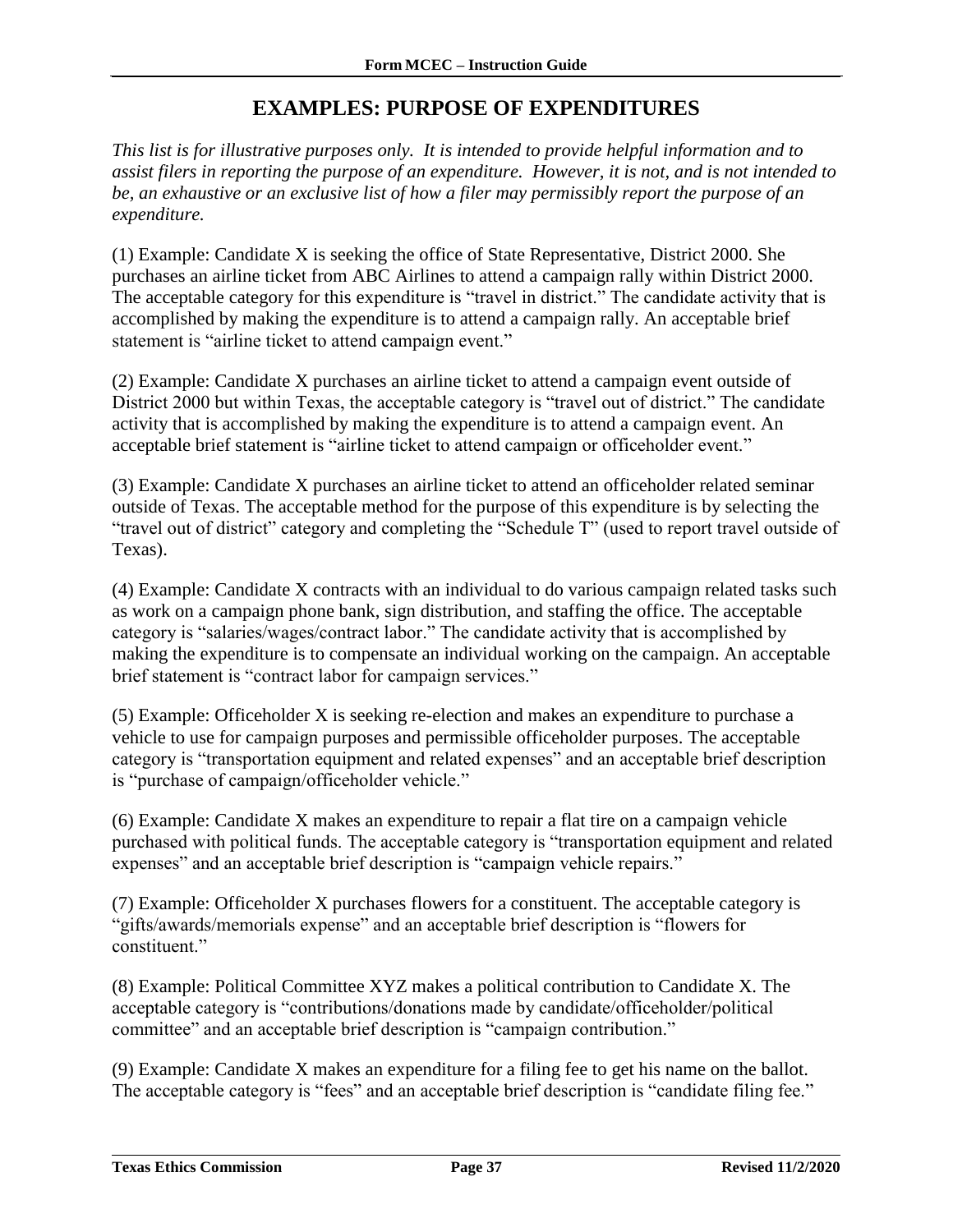## EXAMPLES: PURPOSE OF EXPENDITURES

*This list is for illustrative purposes only. It is intended to provide helpful information and to assist filers in reporting the purpose of an expenditure. However, it is not, and is not intended to be, an exhaustive or an exclusive list of how a filer may permissibly report the purpose of an expenditure.*

(1) Example: Candidate X is seeking the office of State Representative, District 2000. She purchases an airline ticket from ABC Airlines to attend a campaign rally within District 2000. The acceptable category for this expenditure is "travel in district." The candidate activity that is accomplished by making the expenditure is to attend a campaign rally. An acceptable brief statement is "airline ticket to attend campaign event."

(2) Example: Candidate X purchases an airline ticket to attend a campaign event outside of District 2000 but within Texas, the acceptable category is "travel out of district." The candidate activity that is accomplished by making the expenditure is to attend a campaign event. An acceptable brief statement is "airline ticket to attend campaign or officeholder event."

(3) Example: Candidate X purchases an airline ticket to attend an officeholder related seminar outside of Texas. The acceptable method for the purpose of this expenditure is by selecting the "travel out of district" category and completing the "Schedule T" (used to report travel outside of Texas).

(4) Example: Candidate X contracts with an individual to do various campaign related tasks such as work on a campaign phone bank, sign distribution, and staffing the office. The acceptable category is "salaries/wages/contract labor." The candidate activity that is accomplished by making the expenditure is to compensate an individual working on the campaign. An acceptable brief statement is "contract labor for campaign services."

(5) Example: Officeholder X is seeking re-election and makes an expenditure to purchase a vehicle to use for campaign purposes and permissible officeholder purposes. The acceptable category is "transportation equipment and related expenses" and an acceptable brief description is "purchase of campaign/officeholder vehicle."

(6) Example: Candidate X makes an expenditure to repair a flat tire on a campaign vehicle purchased with political funds. The acceptable category is "transportation equipment and related expenses" and an acceptable brief description is "campaign vehicle repairs."

(7) Example: Officeholder X purchases flowers for a constituent. The acceptable category is "gifts/awards/memorials expense" and an acceptable brief description is "flowers for constituent."

(8) Example: Political Committee XYZ makes a political contribution to Candidate X. The acceptable category is "contributions/donations made by candidate/officeholder/political committee" and an acceptable brief description is "campaign contribution."

(9) Example: Candidate X makes an expenditure for a filing fee to get his name on the ballot. The acceptable category is "fees" and an acceptable brief description is "candidate filing fee."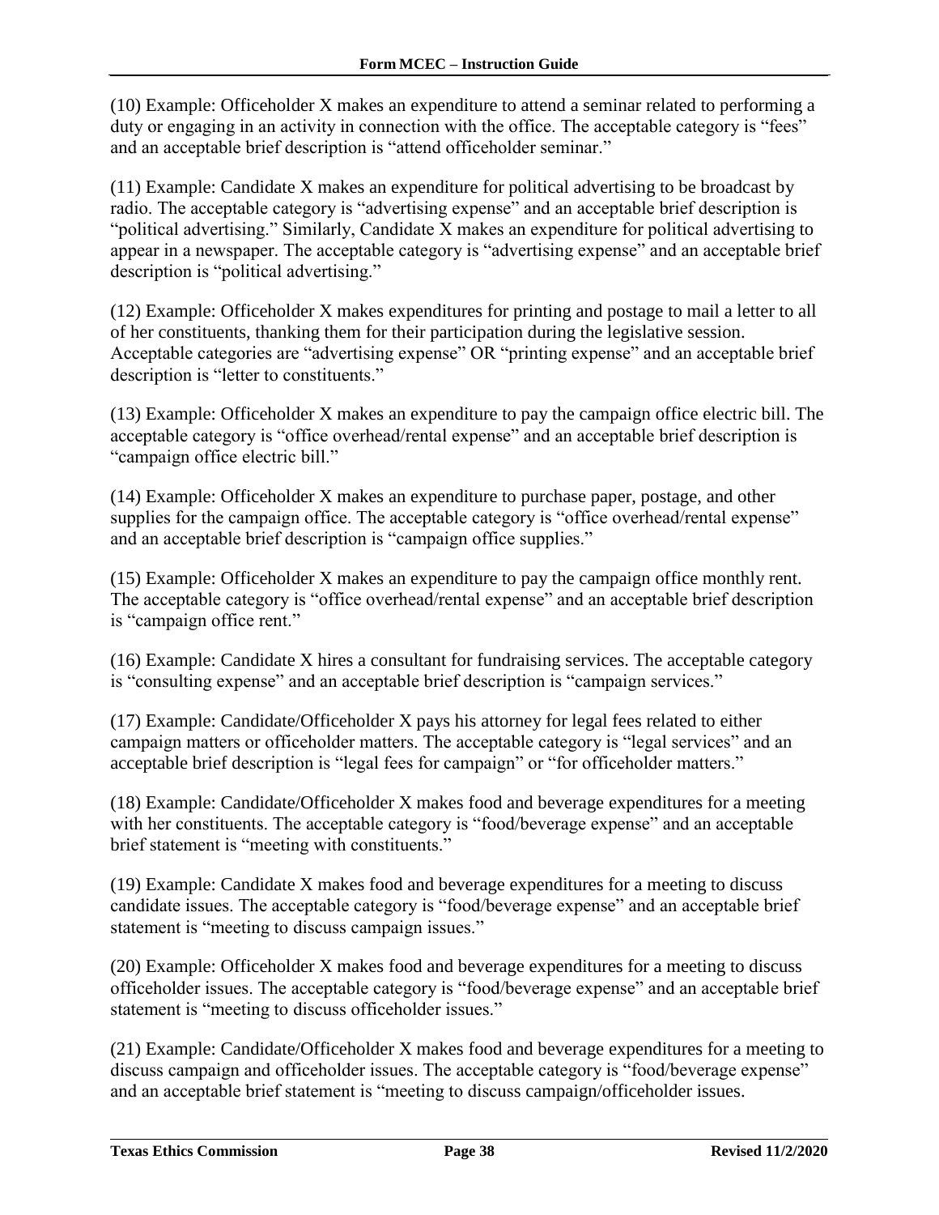(10) Example: Officeholder X makes an expenditure to attend a seminar related to performing a duty or engaging in an activity in connection with the office. The acceptable category is "fees" and an acceptable brief description is "attend officeholder seminar."

(11) Example: Candidate X makes an expenditure for political advertising to be broadcast by radio. The acceptable category is "advertising expense" and an acceptable brief description is "political advertising." Similarly, Candidate X makes an expenditure for political advertising to appear in a newspaper. The acceptable category is "advertising expense" and an acceptable brief description is "political advertising."

(12) Example: Officeholder X makes expenditures for printing and postage to mail a letter to all of her constituents, thanking them for their participation during the legislative session. Acceptable categories are "advertising expense" OR "printing expense" and an acceptable brief description is "letter to constituents."

(13) Example: Officeholder X makes an expenditure to pay the campaign office electric bill. The acceptable category is "office overhead/rental expense" and an acceptable brief description is "campaign office electric bill."

(14) Example: Officeholder X makes an expenditure to purchase paper, postage, and other supplies for the campaign office. The acceptable category is "office overhead/rental expense" and an acceptable brief description is "campaign office supplies."

(15) Example: Officeholder X makes an expenditure to pay the campaign office monthly rent. The acceptable category is "office overhead/rental expense" and an acceptable brief description is "campaign office rent."

(16) Example: Candidate X hires a consultant for fundraising services. The acceptable category is "consulting expense" and an acceptable brief description is "campaign services."

(17) Example: Candidate/Officeholder X pays his attorney for legal fees related to either campaign matters or officeholder matters. The acceptable category is "legal services" and an acceptable brief description is "legal fees for campaign" or "for officeholder matters."

(18) Example: Candidate/Officeholder X makes food and beverage expenditures for a meeting with her constituents. The acceptable category is "food/beverage expense" and an acceptable brief statement is "meeting with constituents."

(19) Example: Candidate X makes food and beverage expenditures for a meeting to discuss candidate issues. The acceptable category is "food/beverage expense" and an acceptable brief statement is "meeting to discuss campaign issues."

(20) Example: Officeholder X makes food and beverage expenditures for a meeting to discuss officeholder issues. The acceptable category is "food/beverage expense" and an acceptable brief statement is "meeting to discuss officeholder issues."

(21) Example: Candidate/Officeholder X makes food and beverage expenditures for a meeting to discuss campaign and officeholder issues. The acceptable category is "food/beverage expense" and an acceptable brief statement is "meeting to discuss campaign/officeholder issues.